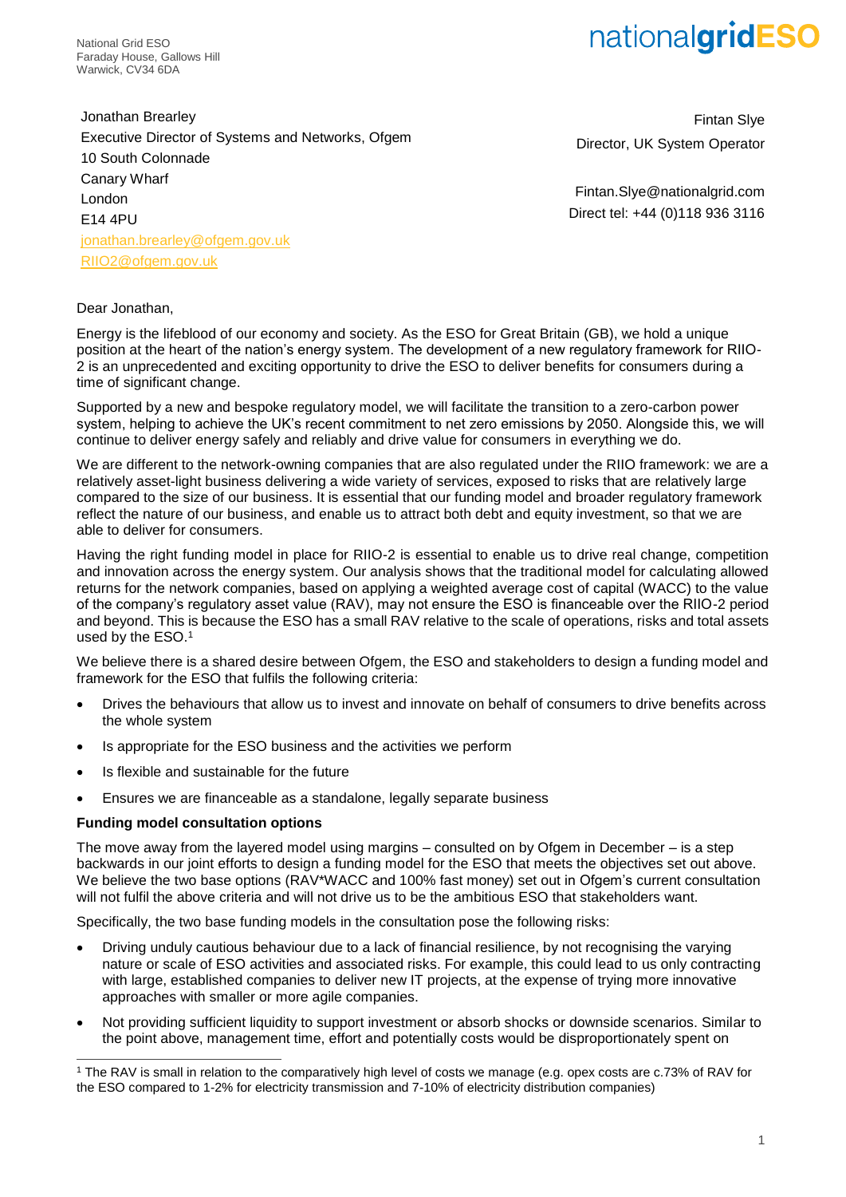National Grid ESO
Faraday House, Gallows Hill
Warwick, CV34 6DA

nationalgridESO

Jonathan Brearley
Executive Director of Systems and Networks, Ofgem
10 South Colonnade
Canary Wharf
London
E14 4PU
jonathan.brearley@ofgem.gov.uk
RIIO2@ofgem.gov.uk

Fintan Slye
Director, UK System Operator

Fintan.Slye@nationalgrid.com
Direct tel: +44 (0)118 936 3116

Dear Jonathan,

Energy is the lifeblood of our economy and society. As the ESO for Great Britain (GB), we hold a unique position at the heart of the nation's energy system. The development of a new regulatory framework for RIIO-2 is an unprecedented and exciting opportunity to drive the ESO to deliver benefits for consumers during a time of significant change.

Supported by a new and bespoke regulatory model, we will facilitate the transition to a zero-carbon power system, helping to achieve the UK's recent commitment to net zero emissions by 2050. Alongside this, we will continue to deliver energy safely and reliably and drive value for consumers in everything we do.

We are different to the network-owning companies that are also regulated under the RIIO framework: we are a relatively asset-light business delivering a wide variety of services, exposed to risks that are relatively large compared to the size of our business. It is essential that our funding model and broader regulatory framework reflect the nature of our business, and enable us to attract both debt and equity investment, so that we are able to deliver for consumers.

Having the right funding model in place for RIIO-2 is essential to enable us to drive real change, competition and innovation across the energy system. Our analysis shows that the traditional model for calculating allowed returns for the network companies, based on applying a weighted average cost of capital (WACC) to the value of the company's regulatory asset value (RAV), may not ensure the ESO is financeable over the RIIO-2 period and beyond. This is because the ESO has a small RAV relative to the scale of operations, risks and total assets used by the ESO.[1]

We believe there is a shared desire between Ofgem, the ESO and stakeholders to design a funding model and framework for the ESO that fulfils the following criteria:

- Drives the behaviours that allow us to invest and innovate on behalf of consumers to drive benefits across the whole system
- Is appropriate for the ESO business and the activities we perform
- Is flexible and sustainable for the future
- Ensures we are financeable as a standalone, legally separate business

**Funding model consultation options**

The move away from the layered model using margins – consulted on by Ofgem in December – is a step backwards in our joint efforts to design a funding model for the ESO that meets the objectives set out above. We believe the two base options (RAV*WACC and 100% fast money) set out in Ofgem's current consultation will not fulfil the above criteria and will not drive us to be the ambitious ESO that stakeholders want.

Specifically, the two base funding models in the consultation pose the following risks:

- Driving unduly cautious behaviour due to a lack of financial resilience, by not recognising the varying nature or scale of ESO activities and associated risks. For example, this could lead to us only contracting with large, established companies to deliver new IT projects, at the expense of trying more innovative approaches with smaller or more agile companies.
- Not providing sufficient liquidity to support investment or absorb shocks or downside scenarios. Similar to the point above, management time, effort and potentially costs would be disproportionately spent on

[1] The RAV is small in relation to the comparatively high level of costs we manage (e.g. opex costs are c.73% of RAV for the ESO compared to 1-2% for electricity transmission and 7-10% of electricity distribution companies)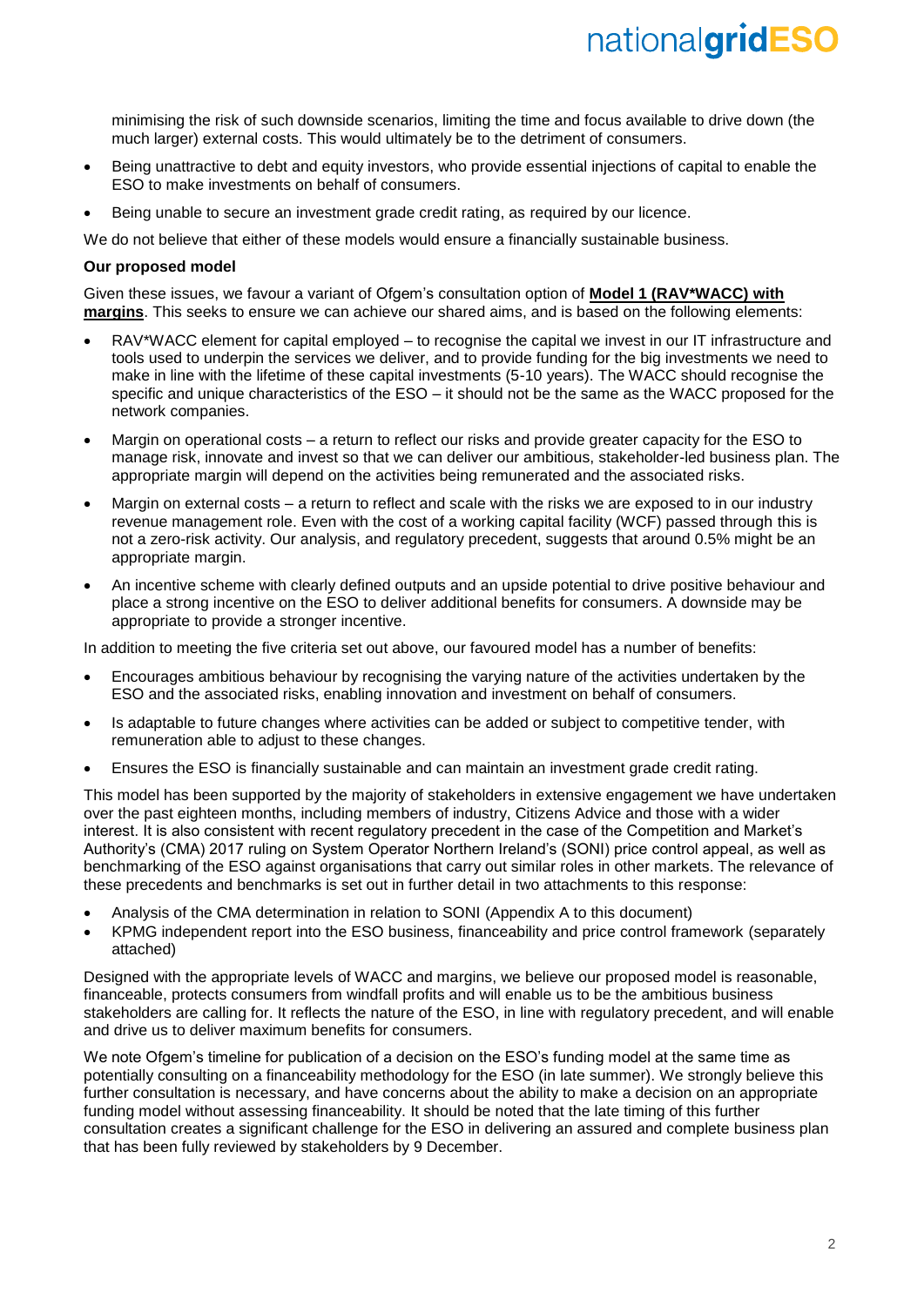minimising the risk of such downside scenarios, limiting the time and focus available to drive down (the much larger) external costs. This would ultimately be to the detriment of consumers.

- Being unattractive to debt and equity investors, who provide essential injections of capital to enable the ESO to make investments on behalf of consumers.
- Being unable to secure an investment grade credit rating, as required by our licence.

We do not believe that either of these models would ensure a financially sustainable business.

**Our proposed model**

Given these issues, we favour a variant of Ofgem's consultation option of **Model 1 (RAV*WACC) with margins**. This seeks to ensure we can achieve our shared aims, and is based on the following elements:

- RAV*WACC element for capital employed – to recognise the capital we invest in our IT infrastructure and tools used to underpin the services we deliver, and to provide funding for the big investments we need to make in line with the lifetime of these capital investments (5-10 years). The WACC should recognise the specific and unique characteristics of the ESO – it should not be the same as the WACC proposed for the network companies.
- Margin on operational costs – a return to reflect our risks and provide greater capacity for the ESO to manage risk, innovate and invest so that we can deliver our ambitious, stakeholder-led business plan. The appropriate margin will depend on the activities being remunerated and the associated risks.
- Margin on external costs – a return to reflect and scale with the risks we are exposed to in our industry revenue management role. Even with the cost of a working capital facility (WCF) passed through this is not a zero-risk activity. Our analysis, and regulatory precedent, suggests that around 0.5% might be an appropriate margin.
- An incentive scheme with clearly defined outputs and an upside potential to drive positive behaviour and place a strong incentive on the ESO to deliver additional benefits for consumers. A downside may be appropriate to provide a stronger incentive.

In addition to meeting the five criteria set out above, our favoured model has a number of benefits:

- Encourages ambitious behaviour by recognising the varying nature of the activities undertaken by the ESO and the associated risks, enabling innovation and investment on behalf of consumers.
- Is adaptable to future changes where activities can be added or subject to competitive tender, with remuneration able to adjust to these changes.
- Ensures the ESO is financially sustainable and can maintain an investment grade credit rating.

This model has been supported by the majority of stakeholders in extensive engagement we have undertaken over the past eighteen months, including members of industry, Citizens Advice and those with a wider interest. It is also consistent with recent regulatory precedent in the case of the Competition and Market's Authority's (CMA) 2017 ruling on System Operator Northern Ireland's (SONI) price control appeal, as well as benchmarking of the ESO against organisations that carry out similar roles in other markets. The relevance of these precedents and benchmarks is set out in further detail in two attachments to this response:

- Analysis of the CMA determination in relation to SONI (Appendix A to this document)
- KPMG independent report into the ESO business, financeability and price control framework (separately attached)

Designed with the appropriate levels of WACC and margins, we believe our proposed model is reasonable, financeable, protects consumers from windfall profits and will enable us to be the ambitious business stakeholders are calling for. It reflects the nature of the ESO, in line with regulatory precedent, and will enable and drive us to deliver maximum benefits for consumers.

We note Ofgem's timeline for publication of a decision on the ESO's funding model at the same time as potentially consulting on a financeability methodology for the ESO (in late summer). We strongly believe this further consultation is necessary, and have concerns about the ability to make a decision on an appropriate funding model without assessing financeability. It should be noted that the late timing of this further consultation creates a significant challenge for the ESO in delivering an assured and complete business plan that has been fully reviewed by stakeholders by 9 December.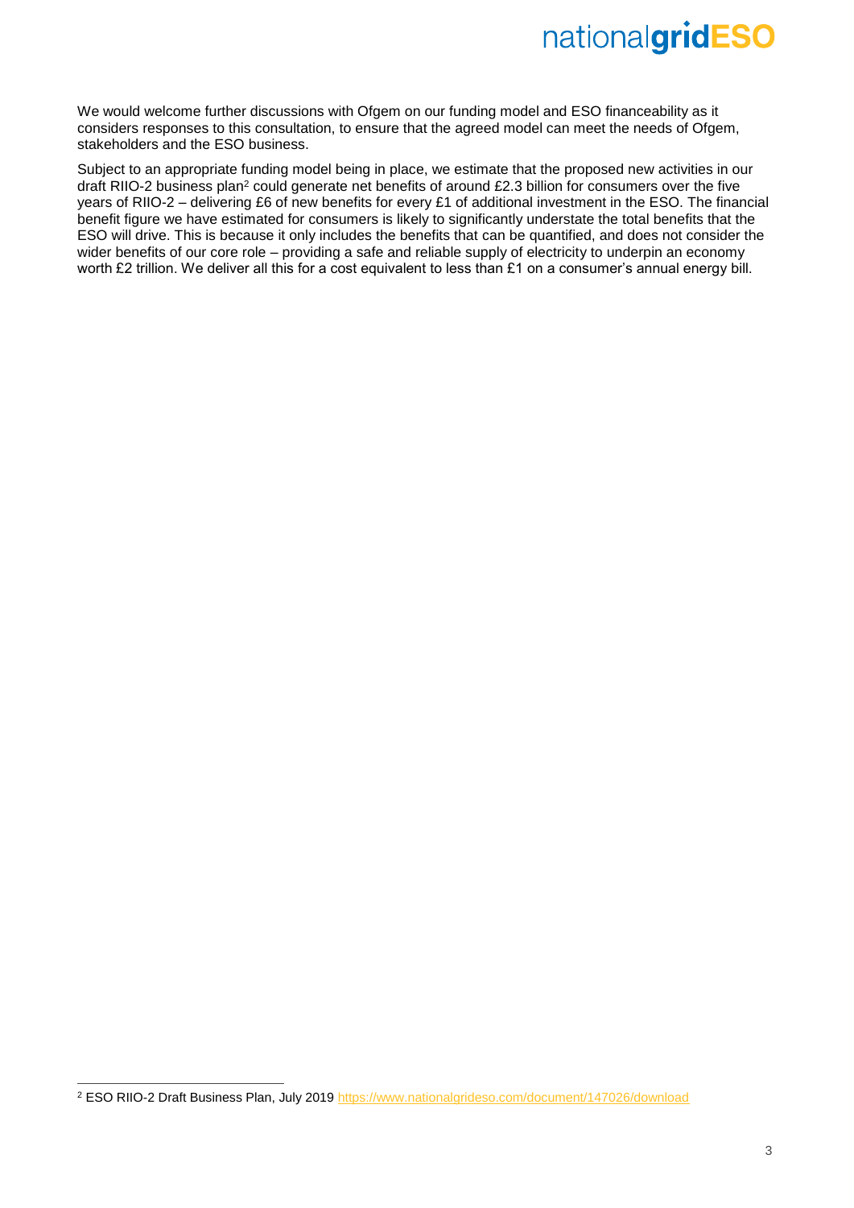We would welcome further discussions with Ofgem on our funding model and ESO financeability as it considers responses to this consultation, to ensure that the agreed model can meet the needs of Ofgem, stakeholders and the ESO business.

Subject to an appropriate funding model being in place, we estimate that the proposed new activities in our draft RIIO-2 business plan[2] could generate net benefits of around £2.3 billion for consumers over the five years of RIIO-2 – delivering £6 of new benefits for every £1 of additional investment in the ESO. The financial benefit figure we have estimated for consumers is likely to significantly understate the total benefits that the ESO will drive. This is because it only includes the benefits that can be quantified, and does not consider the wider benefits of our core role – providing a safe and reliable supply of electricity to underpin an economy worth £2 trillion. We deliver all this for a cost equivalent to less than £1 on a consumer's annual energy bill.

---

[2] ESO RIIO-2 Draft Business Plan, July 2019 https://www.nationalgrideso.com/document/147026/download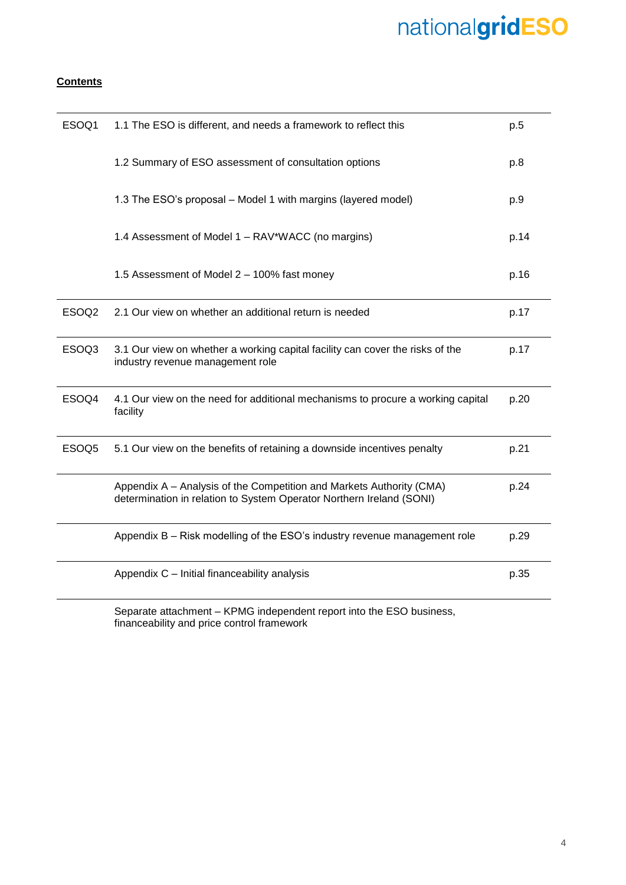**Contents**

| | | |
|---|---|---|
| ESOQ1 | 1.1 The ESO is different, and needs a framework to reflect this | p.5 |
| | 1.2 Summary of ESO assessment of consultation options | p.8 |
| | 1.3 The ESO's proposal – Model 1 with margins (layered model) | p.9 |
| | 1.4 Assessment of Model 1 – RAV*WACC (no margins) | p.14 |
| | 1.5 Assessment of Model 2 – 100% fast money | p.16 |
| ESOQ2 | 2.1 Our view on whether an additional return is needed | p.17 |
| ESOQ3 | 3.1 Our view on whether a working capital facility can cover the risks of the industry revenue management role | p.17 |
| ESOQ4 | 4.1 Our view on the need for additional mechanisms to procure a working capital facility | p.20 |
| ESOQ5 | 5.1 Our view on the benefits of retaining a downside incentives penalty | p.21 |
| | Appendix A – Analysis of the Competition and Markets Authority (CMA) determination in relation to System Operator Northern Ireland (SONI) | p.24 |
| | Appendix B – Risk modelling of the ESO's industry revenue management role | p.29 |
| | Appendix C – Initial financeability analysis | p.35 |
| | Separate attachment – KPMG independent report into the ESO business, financeability and price control framework | |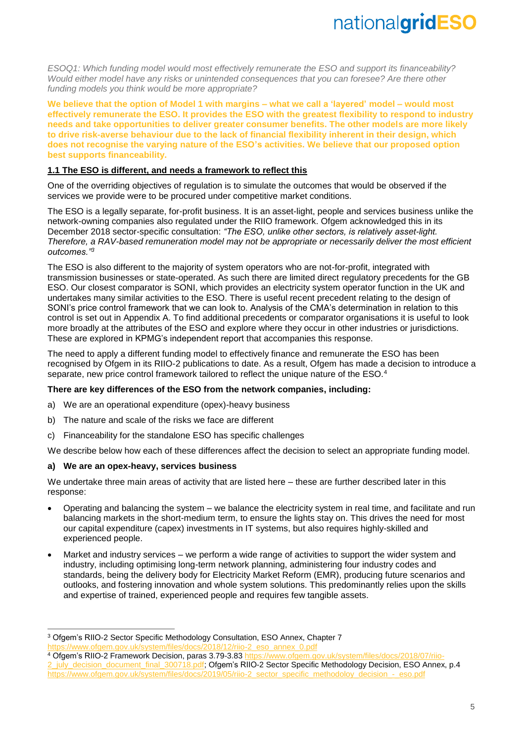*ESOQ1: Which funding model would most effectively remunerate the ESO and support its financeability? Would either model have any risks or unintended consequences that you can foresee? Are there other funding models you think would be more appropriate?*

**We believe that the option of Model 1 with margins – what we call a 'layered' model – would most effectively remunerate the ESO. It provides the ESO with the greatest flexibility to respond to industry needs and take opportunities to deliver greater consumer benefits. The other models are more likely to drive risk-averse behaviour due to the lack of financial flexibility inherent in their design, which does not recognise the varying nature of the ESO's activities. We believe that our proposed option best supports financeability.**

## 1.1 The ESO is different, and needs a framework to reflect this

One of the overriding objectives of regulation is to simulate the outcomes that would be observed if the services we provide were to be procured under competitive market conditions.

The ESO is a legally separate, for-profit business. It is an asset-light, people and services business unlike the network-owning companies also regulated under the RIIO framework. Ofgem acknowledged this in its December 2018 sector-specific consultation: *"The ESO, unlike other sectors, is relatively asset-light. Therefore, a RAV-based remuneration model may not be appropriate or necessarily deliver the most efficient outcomes."*[3]

The ESO is also different to the majority of system operators who are not-for-profit, integrated with transmission businesses or state-operated. As such there are limited direct regulatory precedents for the GB ESO. Our closest comparator is SONI, which provides an electricity system operator function in the UK and undertakes many similar activities to the ESO. There is useful recent precedent relating to the design of SONI's price control framework that we can look to. Analysis of the CMA's determination in relation to this control is set out in Appendix A. To find additional precedents or comparator organisations it is useful to look more broadly at the attributes of the ESO and explore where they occur in other industries or jurisdictions. These are explored in KPMG's independent report that accompanies this response.

The need to apply a different funding model to effectively finance and remunerate the ESO has been recognised by Ofgem in its RIIO-2 publications to date. As a result, Ofgem has made a decision to introduce a separate, new price control framework tailored to reflect the unique nature of the ESO.[4]

**There are key differences of the ESO from the network companies, including:**

a) We are an operational expenditure (opex)-heavy business
b) The nature and scale of the risks we face are different
c) Financeability for the standalone ESO has specific challenges

We describe below how each of these differences affect the decision to select an appropriate funding model.

**a) We are an opex-heavy, services business**

We undertake three main areas of activity that are listed here – these are further described later in this response:

- Operating and balancing the system – we balance the electricity system in real time, and facilitate and run balancing markets in the short-medium term, to ensure the lights stay on. This drives the need for most our capital expenditure (capex) investments in IT systems, but also requires highly-skilled and experienced people.
- Market and industry services – we perform a wide range of activities to support the wider system and industry, including optimising long-term network planning, administering four industry codes and standards, being the delivery body for Electricity Market Reform (EMR), producing future scenarios and outlooks, and fostering innovation and whole system solutions. This predominantly relies upon the skills and expertise of trained, experienced people and requires few tangible assets.

---

[3] Ofgem's RIIO-2 Sector Specific Methodology Consultation, ESO Annex, Chapter 7 https://www.ofgem.gov.uk/system/files/docs/2018/12/riio-2_eso_annex_0.pdf

[4] Ofgem's RIIO-2 Framework Decision, paras 3.79-3.83 https://www.ofgem.gov.uk/system/files/docs/2018/07/riio-2_july_decision_document_final_300718.pdf; Ofgem's RIIO-2 Sector Specific Methodology Decision, ESO Annex, p.4 https://www.ofgem.gov.uk/system/files/docs/2019/05/riio-2_sector_specific_methodoloy_decision_-_eso.pdf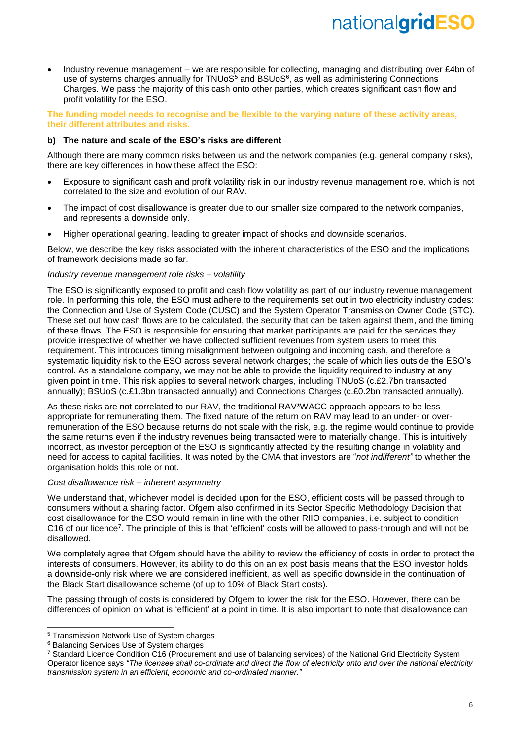- Industry revenue management – we are responsible for collecting, managing and distributing over £4bn of use of systems charges annually for TNUoS[5] and BSUoS[6], as well as administering Connections Charges. We pass the majority of this cash onto other parties, which creates significant cash flow and profit volatility for the ESO.

**The funding model needs to recognise and be flexible to the varying nature of these activity areas, their different attributes and risks.**

### b) The nature and scale of the ESO's risks are different

Although there are many common risks between us and the network companies (e.g. general company risks), there are key differences in how these affect the ESO:

- Exposure to significant cash and profit volatility risk in our industry revenue management role, which is not correlated to the size and evolution of our RAV.
- The impact of cost disallowance is greater due to our smaller size compared to the network companies, and represents a downside only.
- Higher operational gearing, leading to greater impact of shocks and downside scenarios.

Below, we describe the key risks associated with the inherent characteristics of the ESO and the implications of framework decisions made so far.

*Industry revenue management role risks – volatility*

The ESO is significantly exposed to profit and cash flow volatility as part of our industry revenue management role. In performing this role, the ESO must adhere to the requirements set out in two electricity industry codes: the Connection and Use of System Code (CUSC) and the System Operator Transmission Owner Code (STC). These set out how cash flows are to be calculated, the security that can be taken against them, and the timing of these flows. The ESO is responsible for ensuring that market participants are paid for the services they provide irrespective of whether we have collected sufficient revenues from system users to meet this requirement. This introduces timing misalignment between outgoing and incoming cash, and therefore a systematic liquidity risk to the ESO across several network charges; the scale of which lies outside the ESO's control. As a standalone company, we may not be able to provide the liquidity required to industry at any given point in time. This risk applies to several network charges, including TNUoS (c.£2.7bn transacted annually); BSUoS (c.£1.3bn transacted annually) and Connections Charges (c.£0.2bn transacted annually).

As these risks are not correlated to our RAV, the traditional RAV*WACC approach appears to be less appropriate for remunerating them. The fixed nature of the return on RAV may lead to an under- or over-remuneration of the ESO because returns do not scale with the risk, e.g. the regime would continue to provide the same returns even if the industry revenues being transacted were to materially change. This is intuitively incorrect, as investor perception of the ESO is significantly affected by the resulting change in volatility and need for access to capital facilities. It was noted by the CMA that investors are "*not indifferent"* to whether the organisation holds this role or not.

*Cost disallowance risk – inherent asymmetry*

We understand that, whichever model is decided upon for the ESO, efficient costs will be passed through to consumers without a sharing factor. Ofgem also confirmed in its Sector Specific Methodology Decision that cost disallowance for the ESO would remain in line with the other RIIO companies, i.e. subject to condition C16 of our licence[7]. The principle of this is that 'efficient' costs will be allowed to pass-through and will not be disallowed.

We completely agree that Ofgem should have the ability to review the efficiency of costs in order to protect the interests of consumers. However, its ability to do this on an ex post basis means that the ESO investor holds a downside-only risk where we are considered inefficient, as well as specific downside in the continuation of the Black Start disallowance scheme (of up to 10% of Black Start costs).

The passing through of costs is considered by Ofgem to lower the risk for the ESO. However, there can be differences of opinion on what is 'efficient' at a point in time. It is also important to note that disallowance can

[5] Transmission Network Use of System charges

[6] Balancing Services Use of System charges

[7] Standard Licence Condition C16 (Procurement and use of balancing services) of the National Grid Electricity System Operator licence says *"The licensee shall co-ordinate and direct the flow of electricity onto and over the national electricity transmission system in an efficient, economic and co-ordinated manner."*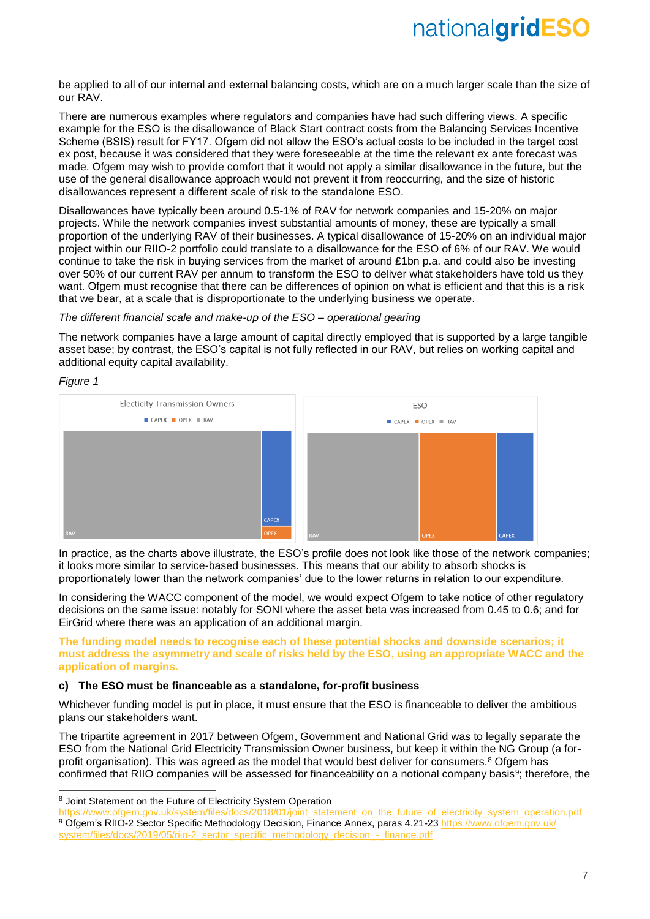be applied to all of our internal and external balancing costs, which are on a much larger scale than the size of our RAV.

There are numerous examples where regulators and companies have had such differing views. A specific example for the ESO is the disallowance of Black Start contract costs from the Balancing Services Incentive Scheme (BSIS) result for FY17. Ofgem did not allow the ESO's actual costs to be included in the target cost ex post, because it was considered that they were foreseeable at the time the relevant ex ante forecast was made. Ofgem may wish to provide comfort that it would not apply a similar disallowance in the future, but the use of the general disallowance approach would not prevent it from reoccurring, and the size of historic disallowances represent a different scale of risk to the standalone ESO.

Disallowances have typically been around 0.5-1% of RAV for network companies and 15-20% on major projects. While the network companies invest substantial amounts of money, these are typically a small proportion of the underlying RAV of their businesses. A typical disallowance of 15-20% on an individual major project within our RIIO-2 portfolio could translate to a disallowance for the ESO of 6% of our RAV. We would continue to take the risk in buying services from the market of around £1bn p.a. and could also be investing over 50% of our current RAV per annum to transform the ESO to deliver what stakeholders have told us they want. Ofgem must recognise that there can be differences of opinion on what is efficient and that this is a risk that we bear, at a scale that is disproportionate to the underlying business we operate.

*The different financial scale and make-up of the ESO – operational gearing*

The network companies have a large amount of capital directly employed that is supported by a large tangible asset base; by contrast, the ESO's capital is not fully reflected in our RAV, but relies on working capital and additional equity capital availability.

*Figure 1*

In practice, as the charts above illustrate, the ESO's profile does not look like those of the network companies; it looks more similar to service-based businesses. This means that our ability to absorb shocks is proportionately lower than the network companies' due to the lower returns in relation to our expenditure.

In considering the WACC component of the model, we would expect Ofgem to take notice of other regulatory decisions on the same issue: notably for SONI where the asset beta was increased from 0.45 to 0.6; and for EirGrid where there was an application of an additional margin.

**The funding model needs to recognise each of these potential shocks and downside scenarios; it must address the asymmetry and scale of risks held by the ESO, using an appropriate WACC and the application of margins.**

### c) The ESO must be financeable as a standalone, for-profit business

Whichever funding model is put in place, it must ensure that the ESO is financeable to deliver the ambitious plans our stakeholders want.

The tripartite agreement in 2017 between Ofgem, Government and National Grid was to legally separate the ESO from the National Grid Electricity Transmission Owner business, but keep it within the NG Group (a for-profit organisation). This was agreed as the model that would best deliver for consumers.[8] Ofgem has confirmed that RIIO companies will be assessed for financeability on a notional company basis[9]; therefore, the

[8] Joint Statement on the Future of Electricity System Operation https://www.ofgem.gov.uk/system/files/docs/2018/01/joint_statement_on_the_future_of_electricity_system_operation.pdf

[9] Ofgem's RIIO-2 Sector Specific Methodology Decision, Finance Annex, paras 4.21-23 https://www.ofgem.gov.uk/system/files/docs/2019/05/riio-2_sector_specific_methodology_decision_-_finance.pdf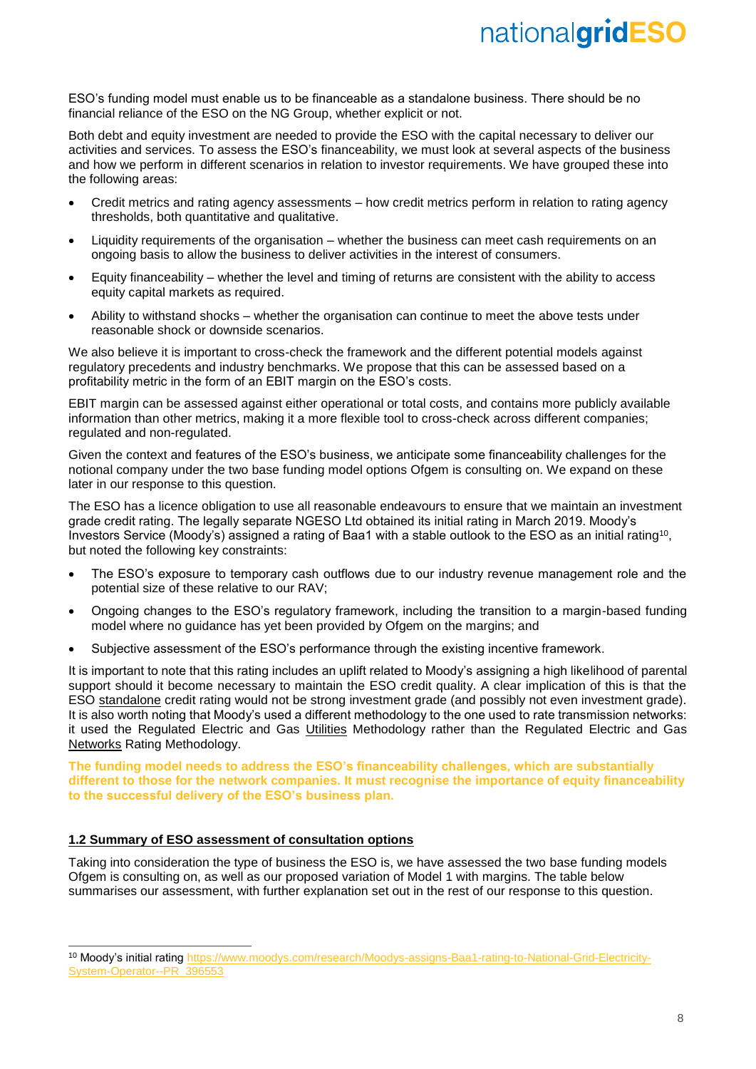ESO's funding model must enable us to be financeable as a standalone business. There should be no financial reliance of the ESO on the NG Group, whether explicit or not.

Both debt and equity investment are needed to provide the ESO with the capital necessary to deliver our activities and services. To assess the ESO's financeability, we must look at several aspects of the business and how we perform in different scenarios in relation to investor requirements. We have grouped these into the following areas:

- Credit metrics and rating agency assessments – how credit metrics perform in relation to rating agency thresholds, both quantitative and qualitative.
- Liquidity requirements of the organisation – whether the business can meet cash requirements on an ongoing basis to allow the business to deliver activities in the interest of consumers.
- Equity financeability – whether the level and timing of returns are consistent with the ability to access equity capital markets as required.
- Ability to withstand shocks – whether the organisation can continue to meet the above tests under reasonable shock or downside scenarios.

We also believe it is important to cross-check the framework and the different potential models against regulatory precedents and industry benchmarks. We propose that this can be assessed based on a profitability metric in the form of an EBIT margin on the ESO's costs.

EBIT margin can be assessed against either operational or total costs, and contains more publicly available information than other metrics, making it a more flexible tool to cross-check across different companies; regulated and non-regulated.

Given the context and features of the ESO's business, we anticipate some financeability challenges for the notional company under the two base funding model options Ofgem is consulting on. We expand on these later in our response to this question.

The ESO has a licence obligation to use all reasonable endeavours to ensure that we maintain an investment grade credit rating. The legally separate NGESO Ltd obtained its initial rating in March 2019. Moody's Investors Service (Moody's) assigned a rating of Baa1 with a stable outlook to the ESO as an initial rating[10], but noted the following key constraints:

- The ESO's exposure to temporary cash outflows due to our industry revenue management role and the potential size of these relative to our RAV;
- Ongoing changes to the ESO's regulatory framework, including the transition to a margin-based funding model where no guidance has yet been provided by Ofgem on the margins; and
- Subjective assessment of the ESO's performance through the existing incentive framework.

It is important to note that this rating includes an uplift related to Moody's assigning a high likelihood of parental support should it become necessary to maintain the ESO credit quality. A clear implication of this is that the ESO standalone credit rating would not be strong investment grade (and possibly not even investment grade). It is also worth noting that Moody's used a different methodology to the one used to rate transmission networks: it used the Regulated Electric and Gas Utilities Methodology rather than the Regulated Electric and Gas Networks Rating Methodology.

**The funding model needs to address the ESO's financeability challenges, which are substantially different to those for the network companies. It must recognise the importance of equity financeability to the successful delivery of the ESO's business plan.**

### 1.2 Summary of ESO assessment of consultation options

Taking into consideration the type of business the ESO is, we have assessed the two base funding models Ofgem is consulting on, as well as our proposed variation of Model 1 with margins. The table below summarises our assessment, with further explanation set out in the rest of our response to this question.

[10] Moody's initial rating https://www.moodys.com/research/Moodys-assigns-Baa1-rating-to-National-Grid-Electricity-System-Operator--PR_396553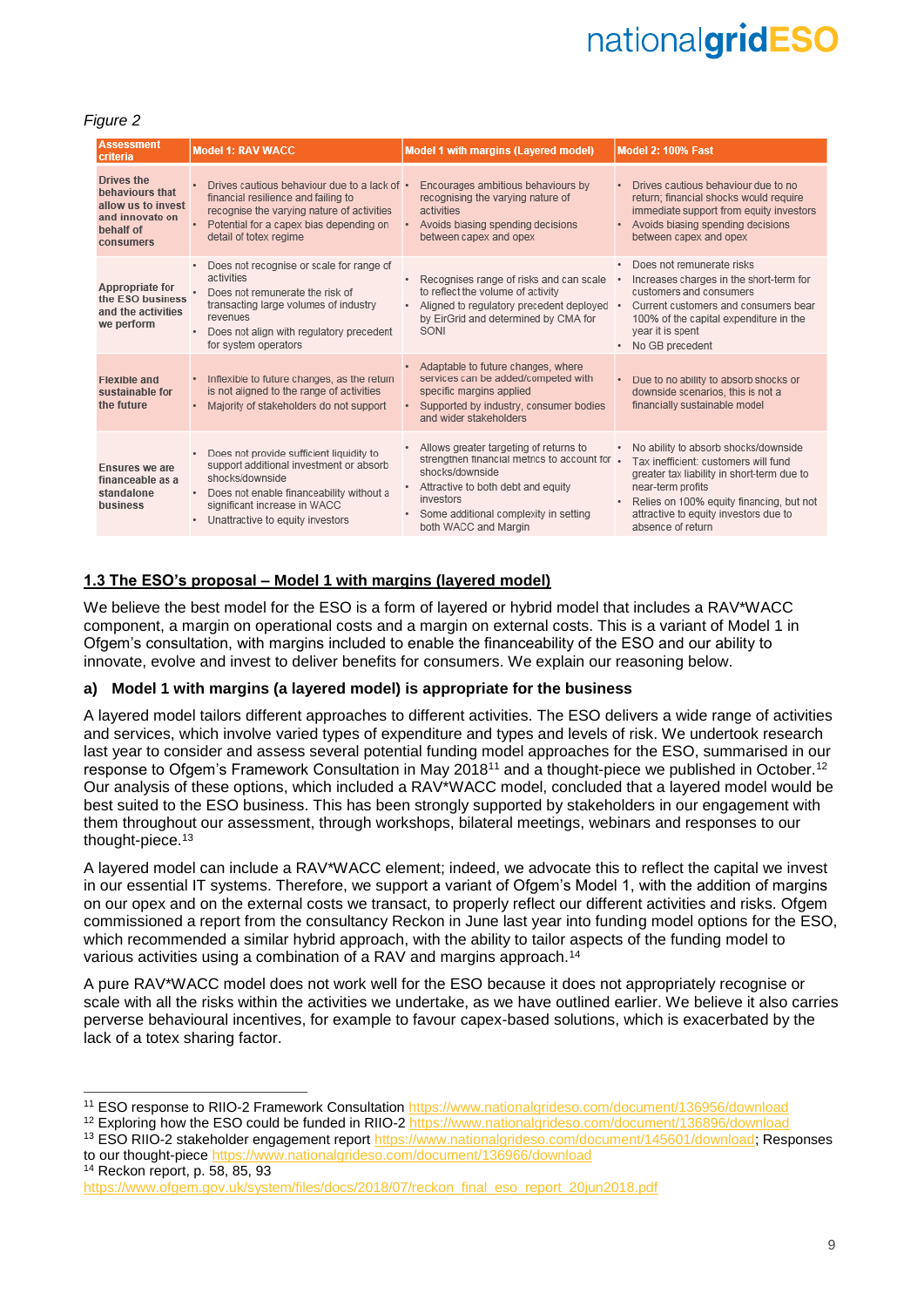*Figure 2*

| Assessment criteria | Model 1: RAV WACC | Model 1 with margins (Layered model) | Model 2: 100% Fast |
|---|---|---|---|
| Drives the behaviours that allow us to invest and innovate on behalf of consumers | • Drives cautious behaviour due to a lack of financial resilience and failing to recognise the varying nature of activities<br>• Potential for a capex bias depending on detail of totex regime | • Encourages ambitious behaviours by recognising the varying nature of activities<br>• Avoids biasing spending decisions between capex and opex | • Drives cautious behaviour due to no return; financial shocks would require immediate support from equity investors<br>• Avoids biasing spending decisions between capex and opex |
| Appropriate for the ESO business and the activities we perform | • Does not recognise or scale for range of activities<br>• Does not remunerate the risk of transacting large volumes of industry revenues<br>• Does not align with regulatory precedent for system operators | • Recognises range of risks and can scale to reflect the volume of activity<br>• Aligned to regulatory precedent deployed by EirGrid and determined by CMA for SONI | • Does not remunerate risks<br>• Increases charges in the short-term for customers and consumers<br>• Current customers and consumers bear 100% of the capital expenditure in the year it is spent<br>• No GB precedent |
| Flexible and sustainable for the future | • Inflexible to future changes, as the return is not aligned to the range of activities<br>• Majority of stakeholders do not support | • Adaptable to future changes, where services can be added/competed with specific margins applied<br>• Supported by industry, consumer bodies and wider stakeholders | • Due to no ability to absorb shocks or downside scenarios, this is not a financially sustainable model |
| Ensures we are financeable as a standalone business | • Does not provide sufficient liquidity to support additional investment or absorb shocks/downside<br>• Does not enable financeability without a significant increase in WACC<br>• Unattractive to equity investors | • Allows greater targeting of returns to strengthen financial metrics to account for shocks/downside<br>• Attractive to both debt and equity investors<br>• Some additional complexity in setting both WACC and Margin | • No ability to absorb shocks/downside<br>• Tax inefficient: customers will fund greater tax liability in short-term due to near-term profits<br>• Relies on 100% equity financing, but not attractive to equity investors due to absence of return |

## 1.3 The ESO's proposal – Model 1 with margins (layered model)

We believe the best model for the ESO is a form of layered or hybrid model that includes a RAV*WACC component, a margin on operational costs and a margin on external costs. This is a variant of Model 1 in Ofgem's consultation, with margins included to enable the financeability of the ESO and our ability to innovate, evolve and invest to deliver benefits for consumers. We explain our reasoning below.

### a) Model 1 with margins (a layered model) is appropriate for the business

A layered model tailors different approaches to different activities. The ESO delivers a wide range of activities and services, which involve varied types of expenditure and types and levels of risk. We undertook research last year to consider and assess several potential funding model approaches for the ESO, summarised in our response to Ofgem's Framework Consultation in May 2018[11] and a thought-piece we published in October.[12] Our analysis of these options, which included a RAV*WACC model, concluded that a layered model would be best suited to the ESO business. This has been strongly supported by stakeholders in our engagement with them throughout our assessment, through workshops, bilateral meetings, webinars and responses to our thought-piece.[13]

A layered model can include a RAV*WACC element; indeed, we advocate this to reflect the capital we invest in our essential IT systems. Therefore, we support a variant of Ofgem's Model 1, with the addition of margins on our opex and on the external costs we transact, to properly reflect our different activities and risks. Ofgem commissioned a report from the consultancy Reckon in June last year into funding model options for the ESO, which recommended a similar hybrid approach, with the ability to tailor aspects of the funding model to various activities using a combination of a RAV and margins approach.[14]

A pure RAV*WACC model does not work well for the ESO because it does not appropriately recognise or scale with all the risks within the activities we undertake, as we have outlined earlier. We believe it also carries perverse behavioural incentives, for example to favour capex-based solutions, which is exacerbated by the lack of a totex sharing factor.

---

[11] ESO response to RIIO-2 Framework Consultation https://www.nationalgrideso.com/document/136956/download
[12] Exploring how the ESO could be funded in RIIO-2 https://www.nationalgrideso.com/document/136896/download
[13] ESO RIIO-2 stakeholder engagement report https://www.nationalgrideso.com/document/145601/download; Responses to our thought-piece https://www.nationalgrideso.com/document/136966/download
[14] Reckon report, p. 58, 85, 93 https://www.ofgem.gov.uk/system/files/docs/2018/07/reckon_final_eso_report_20jun2018.pdf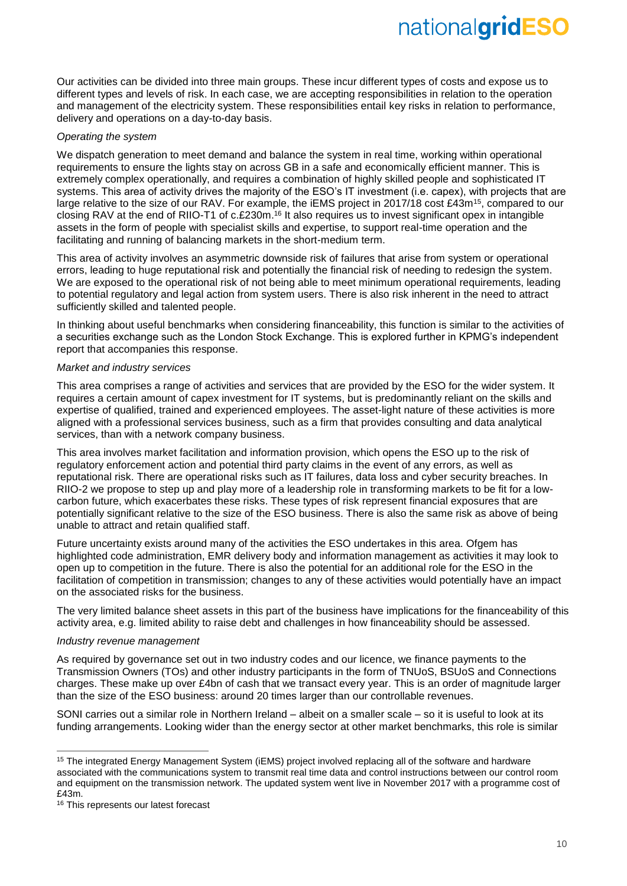Our activities can be divided into three main groups. These incur different types of costs and expose us to different types and levels of risk. In each case, we are accepting responsibilities in relation to the operation and management of the electricity system. These responsibilities entail key risks in relation to performance, delivery and operations on a day-to-day basis.

*Operating the system*

We dispatch generation to meet demand and balance the system in real time, working within operational requirements to ensure the lights stay on across GB in a safe and economically efficient manner. This is extremely complex operationally, and requires a combination of highly skilled people and sophisticated IT systems. This area of activity drives the majority of the ESO's IT investment (i.e. capex), with projects that are large relative to the size of our RAV. For example, the iEMS project in 2017/18 cost £43m[15], compared to our closing RAV at the end of RIIO-T1 of c.£230m.[16] It also requires us to invest significant opex in intangible assets in the form of people with specialist skills and expertise, to support real-time operation and the facilitating and running of balancing markets in the short-medium term.

This area of activity involves an asymmetric downside risk of failures that arise from system or operational errors, leading to huge reputational risk and potentially the financial risk of needing to redesign the system. We are exposed to the operational risk of not being able to meet minimum operational requirements, leading to potential regulatory and legal action from system users. There is also risk inherent in the need to attract sufficiently skilled and talented people.

In thinking about useful benchmarks when considering financeability, this function is similar to the activities of a securities exchange such as the London Stock Exchange. This is explored further in KPMG's independent report that accompanies this response.

*Market and industry services*

This area comprises a range of activities and services that are provided by the ESO for the wider system. It requires a certain amount of capex investment for IT systems, but is predominantly reliant on the skills and expertise of qualified, trained and experienced employees. The asset-light nature of these activities is more aligned with a professional services business, such as a firm that provides consulting and data analytical services, than with a network company business.

This area involves market facilitation and information provision, which opens the ESO up to the risk of regulatory enforcement action and potential third party claims in the event of any errors, as well as reputational risk. There are operational risks such as IT failures, data loss and cyber security breaches. In RIIO-2 we propose to step up and play more of a leadership role in transforming markets to be fit for a low-carbon future, which exacerbates these risks. These types of risk represent financial exposures that are potentially significant relative to the size of the ESO business. There is also the same risk as above of being unable to attract and retain qualified staff.

Future uncertainty exists around many of the activities the ESO undertakes in this area. Ofgem has highlighted code administration, EMR delivery body and information management as activities it may look to open up to competition in the future. There is also the potential for an additional role for the ESO in the facilitation of competition in transmission; changes to any of these activities would potentially have an impact on the associated risks for the business.

The very limited balance sheet assets in this part of the business have implications for the financeability of this activity area, e.g. limited ability to raise debt and challenges in how financeability should be assessed.

*Industry revenue management*

As required by governance set out in two industry codes and our licence, we finance payments to the Transmission Owners (TOs) and other industry participants in the form of TNUoS, BSUoS and Connections charges. These make up over £4bn of cash that we transact every year. This is an order of magnitude larger than the size of the ESO business: around 20 times larger than our controllable revenues.

SONI carries out a similar role in Northern Ireland – albeit on a smaller scale – so it is useful to look at its funding arrangements. Looking wider than the energy sector at other market benchmarks, this role is similar

---

[15] The integrated Energy Management System (iEMS) project involved replacing all of the software and hardware associated with the communications system to transmit real time data and control instructions between our control room and equipment on the transmission network. The updated system went live in November 2017 with a programme cost of £43m.

[16] This represents our latest forecast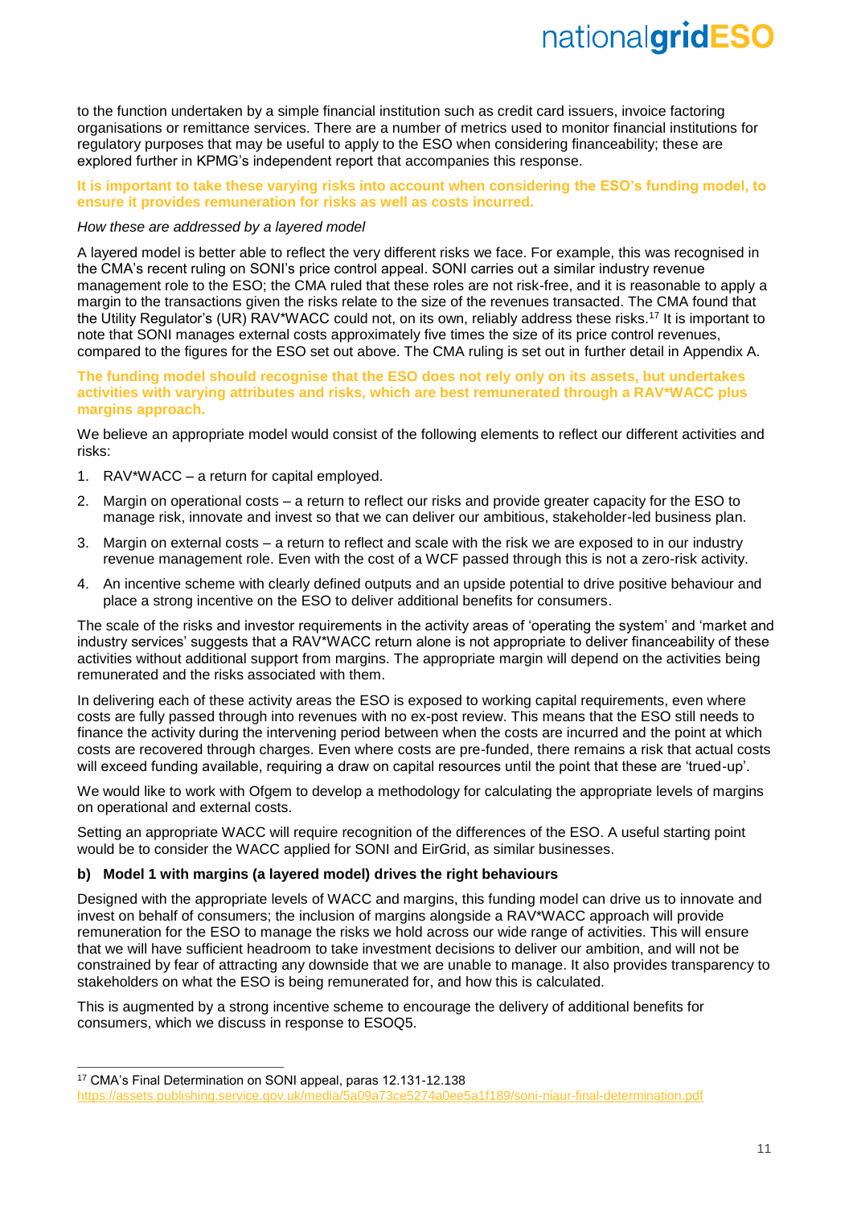to the function undertaken by a simple financial institution such as credit card issuers, invoice factoring organisations or remittance services. There are a number of metrics used to monitor financial institutions for regulatory purposes that may be useful to apply to the ESO when considering financeability; these are explored further in KPMG's independent report that accompanies this response.

**It is important to take these varying risks into account when considering the ESO's funding model, to ensure it provides remuneration for risks as well as costs incurred.**

*How these are addressed by a layered model*

A layered model is better able to reflect the very different risks we face. For example, this was recognised in the CMA's recent ruling on SONI's price control appeal. SONI carries out a similar industry revenue management role to the ESO; the CMA ruled that these roles are not risk-free, and it is reasonable to apply a margin to the transactions given the risks relate to the size of the revenues transacted. The CMA found that the Utility Regulator's (UR) RAV*WACC could not, on its own, reliably address these risks.[17] It is important to note that SONI manages external costs approximately five times the size of its price control revenues, compared to the figures for the ESO set out above. The CMA ruling is set out in further detail in Appendix A.

**The funding model should recognise that the ESO does not rely only on its assets, but undertakes activities with varying attributes and risks, which are best remunerated through a RAV*WACC plus margins approach.**

We believe an appropriate model would consist of the following elements to reflect our different activities and risks:

1. RAV*WACC – a return for capital employed.
2. Margin on operational costs – a return to reflect our risks and provide greater capacity for the ESO to manage risk, innovate and invest so that we can deliver our ambitious, stakeholder-led business plan.
3. Margin on external costs – a return to reflect and scale with the risk we are exposed to in our industry revenue management role. Even with the cost of a WCF passed through this is not a zero-risk activity.
4. An incentive scheme with clearly defined outputs and an upside potential to drive positive behaviour and place a strong incentive on the ESO to deliver additional benefits for consumers.

The scale of the risks and investor requirements in the activity areas of 'operating the system' and 'market and industry services' suggests that a RAV*WACC return alone is not appropriate to deliver financeability of these activities without additional support from margins. The appropriate margin will depend on the activities being remunerated and the risks associated with them.

In delivering each of these activity areas the ESO is exposed to working capital requirements, even where costs are fully passed through into revenues with no ex-post review. This means that the ESO still needs to finance the activity during the intervening period between when the costs are incurred and the point at which costs are recovered through charges. Even where costs are pre-funded, there remains a risk that actual costs will exceed funding available, requiring a draw on capital resources until the point that these are 'trued-up'.

We would like to work with Ofgem to develop a methodology for calculating the appropriate levels of margins on operational and external costs.

Setting an appropriate WACC will require recognition of the differences of the ESO. A useful starting point would be to consider the WACC applied for SONI and EirGrid, as similar businesses.

**b) Model 1 with margins (a layered model) drives the right behaviours**

Designed with the appropriate levels of WACC and margins, this funding model can drive us to innovate and invest on behalf of consumers; the inclusion of margins alongside a RAV*WACC approach will provide remuneration for the ESO to manage the risks we hold across our wide range of activities. This will ensure that we will have sufficient headroom to take investment decisions to deliver our ambition, and will not be constrained by fear of attracting any downside that we are unable to manage. It also provides transparency to stakeholders on what the ESO is being remunerated for, and how this is calculated.

This is augmented by a strong incentive scheme to encourage the delivery of additional benefits for consumers, which we discuss in response to ESOQ5.

---

[17] CMA's Final Determination on SONI appeal, paras 12.131-12.138
https://assets.publishing.service.gov.uk/media/5a09a73ce5274a0ee5a1f189/soni-niaur-final-determination.pdf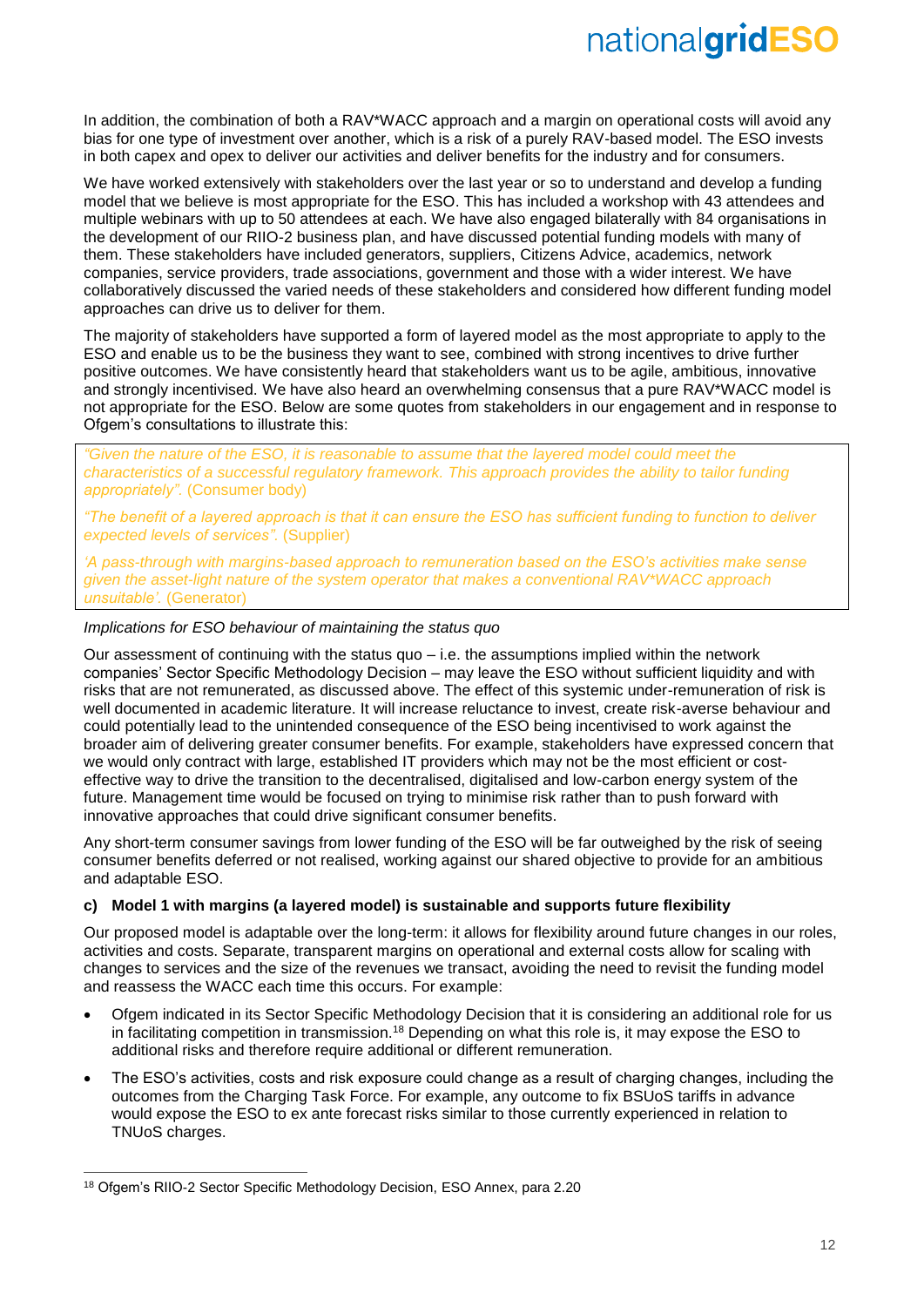In addition, the combination of both a RAV*WACC approach and a margin on operational costs will avoid any bias for one type of investment over another, which is a risk of a purely RAV-based model. The ESO invests in both capex and opex to deliver our activities and deliver benefits for the industry and for consumers.

We have worked extensively with stakeholders over the last year or so to understand and develop a funding model that we believe is most appropriate for the ESO. This has included a workshop with 43 attendees and multiple webinars with up to 50 attendees at each. We have also engaged bilaterally with 84 organisations in the development of our RIIO-2 business plan, and have discussed potential funding models with many of them. These stakeholders have included generators, suppliers, Citizens Advice, academics, network companies, service providers, trade associations, government and those with a wider interest. We have collaboratively discussed the varied needs of these stakeholders and considered how different funding model approaches can drive us to deliver for them.

The majority of stakeholders have supported a form of layered model as the most appropriate to apply to the ESO and enable us to be the business they want to see, combined with strong incentives to drive further positive outcomes. We have consistently heard that stakeholders want us to be agile, ambitious, innovative and strongly incentivised. We have also heard an overwhelming consensus that a pure RAV*WACC model is not appropriate for the ESO. Below are some quotes from stakeholders in our engagement and in response to Ofgem's consultations to illustrate this:

> *"Given the nature of the ESO, it is reasonable to assume that the layered model could meet the characteristics of a successful regulatory framework. This approach provides the ability to tailor funding appropriately".* (Consumer body)
>
> *"The benefit of a layered approach is that it can ensure the ESO has sufficient funding to function to deliver expected levels of services".* (Supplier)
>
> *'A pass-through with margins-based approach to remuneration based on the ESO's activities make sense given the asset-light nature of the system operator that makes a conventional RAV*WACC approach unsuitable'.* (Generator)

*Implications for ESO behaviour of maintaining the status quo*

Our assessment of continuing with the status quo – i.e. the assumptions implied within the network companies' Sector Specific Methodology Decision – may leave the ESO without sufficient liquidity and with risks that are not remunerated, as discussed above. The effect of this systemic under-remuneration of risk is well documented in academic literature. It will increase reluctance to invest, create risk-averse behaviour and could potentially lead to the unintended consequence of the ESO being incentivised to work against the broader aim of delivering greater consumer benefits. For example, stakeholders have expressed concern that we would only contract with large, established IT providers which may not be the most efficient or cost-effective way to drive the transition to the decentralised, digitalised and low-carbon energy system of the future. Management time would be focused on trying to minimise risk rather than to push forward with innovative approaches that could drive significant consumer benefits.

Any short-term consumer savings from lower funding of the ESO will be far outweighed by the risk of seeing consumer benefits deferred or not realised, working against our shared objective to provide for an ambitious and adaptable ESO.

#### c) Model 1 with margins (a layered model) is sustainable and supports future flexibility

Our proposed model is adaptable over the long-term: it allows for flexibility around future changes in our roles, activities and costs. Separate, transparent margins on operational and external costs allow for scaling with changes to services and the size of the revenues we transact, avoiding the need to revisit the funding model and reassess the WACC each time this occurs. For example:

- Ofgem indicated in its Sector Specific Methodology Decision that it is considering an additional role for us in facilitating competition in transmission.[18] Depending on what this role is, it may expose the ESO to additional risks and therefore require additional or different remuneration.
- The ESO's activities, costs and risk exposure could change as a result of charging changes, including the outcomes from the Charging Task Force. For example, any outcome to fix BSUoS tariffs in advance would expose the ESO to ex ante forecast risks similar to those currently experienced in relation to TNUoS charges.

[18] Ofgem's RIIO-2 Sector Specific Methodology Decision, ESO Annex, para 2.20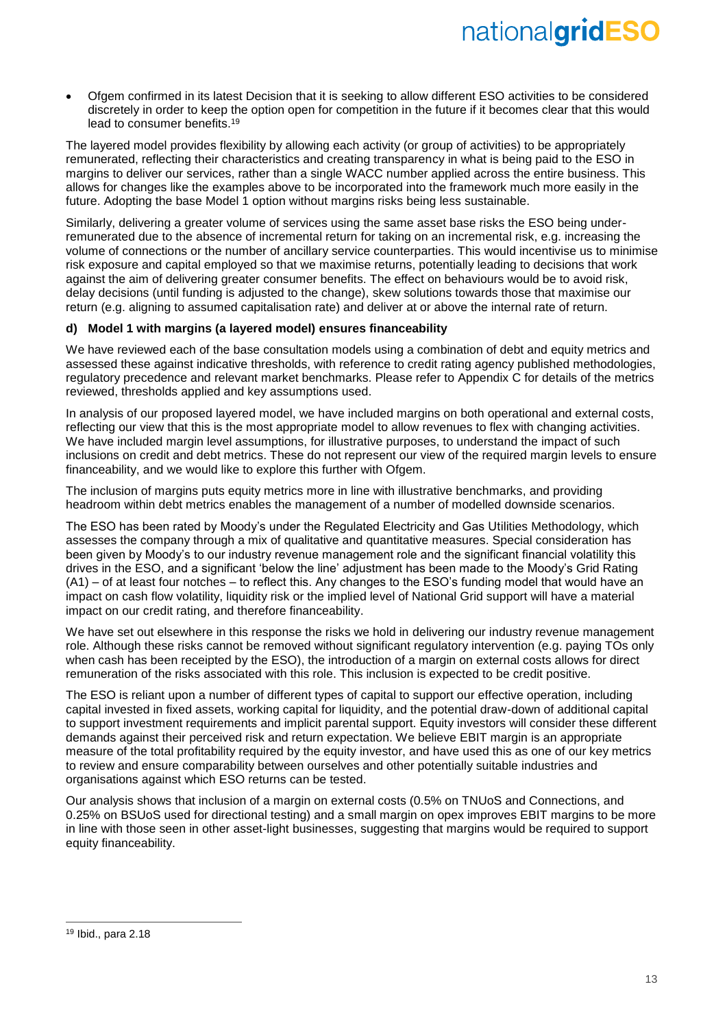- Ofgem confirmed in its latest Decision that it is seeking to allow different ESO activities to be considered discretely in order to keep the option open for competition in the future if it becomes clear that this would lead to consumer benefits.[19]

The layered model provides flexibility by allowing each activity (or group of activities) to be appropriately remunerated, reflecting their characteristics and creating transparency in what is being paid to the ESO in margins to deliver our services, rather than a single WACC number applied across the entire business. This allows for changes like the examples above to be incorporated into the framework much more easily in the future. Adopting the base Model 1 option without margins risks being less sustainable.

Similarly, delivering a greater volume of services using the same asset base risks the ESO being under-remunerated due to the absence of incremental return for taking on an incremental risk, e.g. increasing the volume of connections or the number of ancillary service counterparties. This would incentivise us to minimise risk exposure and capital employed so that we maximise returns, potentially leading to decisions that work against the aim of delivering greater consumer benefits. The effect on behaviours would be to avoid risk, delay decisions (until funding is adjusted to the change), skew solutions towards those that maximise our return (e.g. aligning to assumed capitalisation rate) and deliver at or above the internal rate of return.

#### d) Model 1 with margins (a layered model) ensures financeability

We have reviewed each of the base consultation models using a combination of debt and equity metrics and assessed these against indicative thresholds, with reference to credit rating agency published methodologies, regulatory precedence and relevant market benchmarks. Please refer to Appendix C for details of the metrics reviewed, thresholds applied and key assumptions used.

In analysis of our proposed layered model, we have included margins on both operational and external costs, reflecting our view that this is the most appropriate model to allow revenues to flex with changing activities. We have included margin level assumptions, for illustrative purposes, to understand the impact of such inclusions on credit and debt metrics. These do not represent our view of the required margin levels to ensure financeability, and we would like to explore this further with Ofgem.

The inclusion of margins puts equity metrics more in line with illustrative benchmarks, and providing headroom within debt metrics enables the management of a number of modelled downside scenarios.

The ESO has been rated by Moody's under the Regulated Electricity and Gas Utilities Methodology, which assesses the company through a mix of qualitative and quantitative measures. Special consideration has been given by Moody's to our industry revenue management role and the significant financial volatility this drives in the ESO, and a significant 'below the line' adjustment has been made to the Moody's Grid Rating (A1) – of at least four notches – to reflect this. Any changes to the ESO's funding model that would have an impact on cash flow volatility, liquidity risk or the implied level of National Grid support will have a material impact on our credit rating, and therefore financeability.

We have set out elsewhere in this response the risks we hold in delivering our industry revenue management role. Although these risks cannot be removed without significant regulatory intervention (e.g. paying TOs only when cash has been receipted by the ESO), the introduction of a margin on external costs allows for direct remuneration of the risks associated with this role. This inclusion is expected to be credit positive.

The ESO is reliant upon a number of different types of capital to support our effective operation, including capital invested in fixed assets, working capital for liquidity, and the potential draw-down of additional capital to support investment requirements and implicit parental support. Equity investors will consider these different demands against their perceived risk and return expectation. We believe EBIT margin is an appropriate measure of the total profitability required by the equity investor, and have used this as one of our key metrics to review and ensure comparability between ourselves and other potentially suitable industries and organisations against which ESO returns can be tested.

Our analysis shows that inclusion of a margin on external costs (0.5% on TNUoS and Connections, and 0.25% on BSUoS used for directional testing) and a small margin on opex improves EBIT margins to be more in line with those seen in other asset-light businesses, suggesting that margins would be required to support equity financeability.

---

[19] Ibid., para 2.18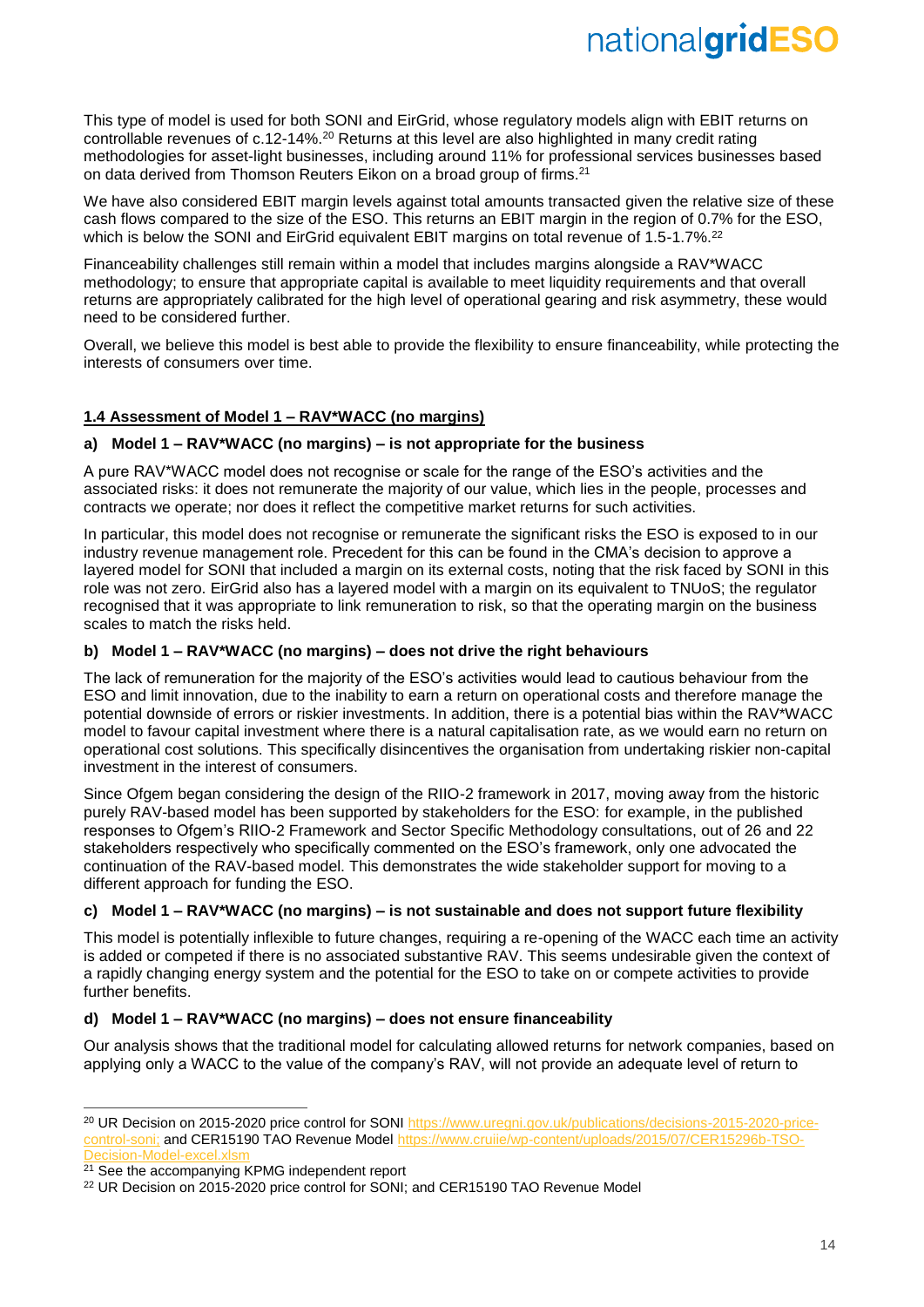This type of model is used for both SONI and EirGrid, whose regulatory models align with EBIT returns on controllable revenues of c.12-14%.[20] Returns at this level are also highlighted in many credit rating methodologies for asset-light businesses, including around 11% for professional services businesses based on data derived from Thomson Reuters Eikon on a broad group of firms.[21]

We have also considered EBIT margin levels against total amounts transacted given the relative size of these cash flows compared to the size of the ESO. This returns an EBIT margin in the region of 0.7% for the ESO, which is below the SONI and EirGrid equivalent EBIT margins on total revenue of 1.5-1.7%.[22]

Financeability challenges still remain within a model that includes margins alongside a RAV*WACC methodology; to ensure that appropriate capital is available to meet liquidity requirements and that overall returns are appropriately calibrated for the high level of operational gearing and risk asymmetry, these would need to be considered further.

Overall, we believe this model is best able to provide the flexibility to ensure financeability, while protecting the interests of consumers over time.

### 1.4 Assessment of Model 1 – RAV*WACC (no margins)

#### a) Model 1 – RAV*WACC (no margins) – is not appropriate for the business

A pure RAV*WACC model does not recognise or scale for the range of the ESO's activities and the associated risks: it does not remunerate the majority of our value, which lies in the people, processes and contracts we operate; nor does it reflect the competitive market returns for such activities.

In particular, this model does not recognise or remunerate the significant risks the ESO is exposed to in our industry revenue management role. Precedent for this can be found in the CMA's decision to approve a layered model for SONI that included a margin on its external costs, noting that the risk faced by SONI in this role was not zero. EirGrid also has a layered model with a margin on its equivalent to TNUoS; the regulator recognised that it was appropriate to link remuneration to risk, so that the operating margin on the business scales to match the risks held.

#### b) Model 1 – RAV*WACC (no margins) – does not drive the right behaviours

The lack of remuneration for the majority of the ESO's activities would lead to cautious behaviour from the ESO and limit innovation, due to the inability to earn a return on operational costs and therefore manage the potential downside of errors or riskier investments. In addition, there is a potential bias within the RAV*WACC model to favour capital investment where there is a natural capitalisation rate, as we would earn no return on operational cost solutions. This specifically disincentives the organisation from undertaking riskier non-capital investment in the interest of consumers.

Since Ofgem began considering the design of the RIIO-2 framework in 2017, moving away from the historic purely RAV-based model has been supported by stakeholders for the ESO: for example, in the published responses to Ofgem's RIIO-2 Framework and Sector Specific Methodology consultations, out of 26 and 22 stakeholders respectively who specifically commented on the ESO's framework, only one advocated the continuation of the RAV-based model. This demonstrates the wide stakeholder support for moving to a different approach for funding the ESO.

#### c) Model 1 – RAV*WACC (no margins) – is not sustainable and does not support future flexibility

This model is potentially inflexible to future changes, requiring a re-opening of the WACC each time an activity is added or competed if there is no associated substantive RAV. This seems undesirable given the context of a rapidly changing energy system and the potential for the ESO to take on or compete activities to provide further benefits.

#### d) Model 1 – RAV*WACC (no margins) – does not ensure financeability

Our analysis shows that the traditional model for calculating allowed returns for network companies, based on applying only a WACC to the value of the company's RAV, will not provide an adequate level of return to

---

[20] UR Decision on 2015-2020 price control for SONI https://www.uregni.gov.uk/publications/decisions-2015-2020-price-control-soni; and CER15190 TAO Revenue Model https://www.cruiie/wp-content/uploads/2015/07/CER15296b-TSO-Decision-Model-excel.xlsm

[21] See the accompanying KPMG independent report

[22] UR Decision on 2015-2020 price control for SONI; and CER15190 TAO Revenue Model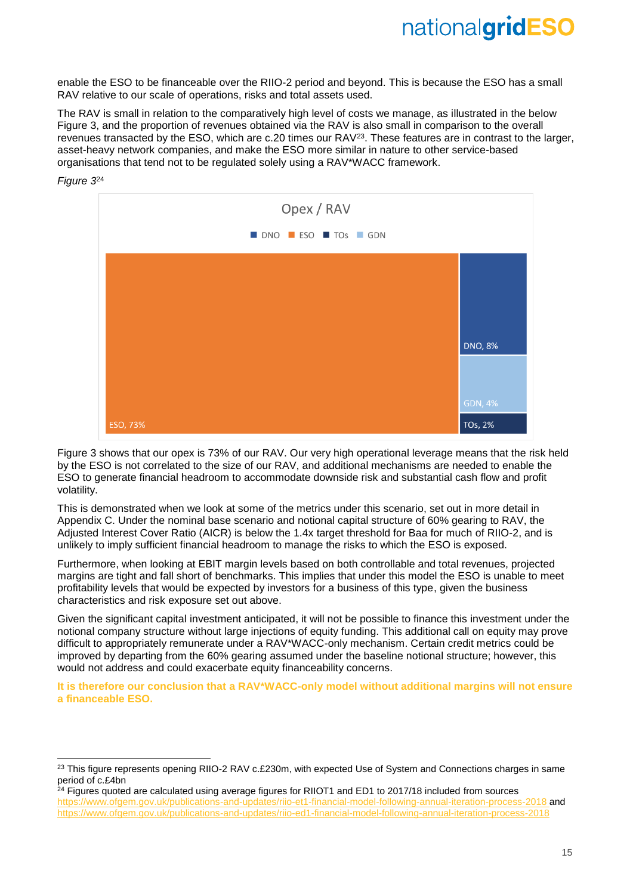enable the ESO to be financeable over the RIIO-2 period and beyond. This is because the ESO has a small RAV relative to our scale of operations, risks and total assets used.

The RAV is small in relation to the comparatively high level of costs we manage, as illustrated in the below Figure 3, and the proportion of revenues obtained via the RAV is also small in comparison to the overall revenues transacted by the ESO, which are c.20 times our RAV[23]. These features are in contrast to the larger, asset-heavy network companies, and make the ESO more similar in nature to other service-based organisations that tend not to be regulated solely using a RAV*WACC framework.

*Figure 3*[24]

Opex / RAV

DNO ESO TOs GDN

ESO, 73%

DNO, 8%

GDN, 4%

TOs, 2%

Figure 3 shows that our opex is 73% of our RAV. Our very high operational leverage means that the risk held by the ESO is not correlated to the size of our RAV, and additional mechanisms are needed to enable the ESO to generate financial headroom to accommodate downside risk and substantial cash flow and profit volatility.

This is demonstrated when we look at some of the metrics under this scenario, set out in more detail in Appendix C. Under the nominal base scenario and notional capital structure of 60% gearing to RAV, the Adjusted Interest Cover Ratio (AICR) is below the 1.4x target threshold for Baa for much of RIIO-2, and is unlikely to imply sufficient financial headroom to manage the risks to which the ESO is exposed.

Furthermore, when looking at EBIT margin levels based on both controllable and total revenues, projected margins are tight and fall short of benchmarks. This implies that under this model the ESO is unable to meet profitability levels that would be expected by investors for a business of this type, given the business characteristics and risk exposure set out above.

Given the significant capital investment anticipated, it will not be possible to finance this investment under the notional company structure without large injections of equity funding. This additional call on equity may prove difficult to appropriately remunerate under a RAV*WACC-only mechanism. Certain credit metrics could be improved by departing from the 60% gearing assumed under the baseline notional structure; however, this would not address and could exacerbate equity financeability concerns.

**It is therefore our conclusion that a RAV*WACC-only model without additional margins will not ensure a financeable ESO.**

---

[23] This figure represents opening RIIO-2 RAV c.£230m, with expected Use of System and Connections charges in same period of c.£4bn

[24] Figures quoted are calculated using average figures for RIIOT1 and ED1 to 2017/18 included from sources https://www.ofgem.gov.uk/publications-and-updates/riio-et1-financial-model-following-annual-iteration-process-2018 and https://www.ofgem.gov.uk/publications-and-updates/riio-ed1-financial-model-following-annual-iteration-process-2018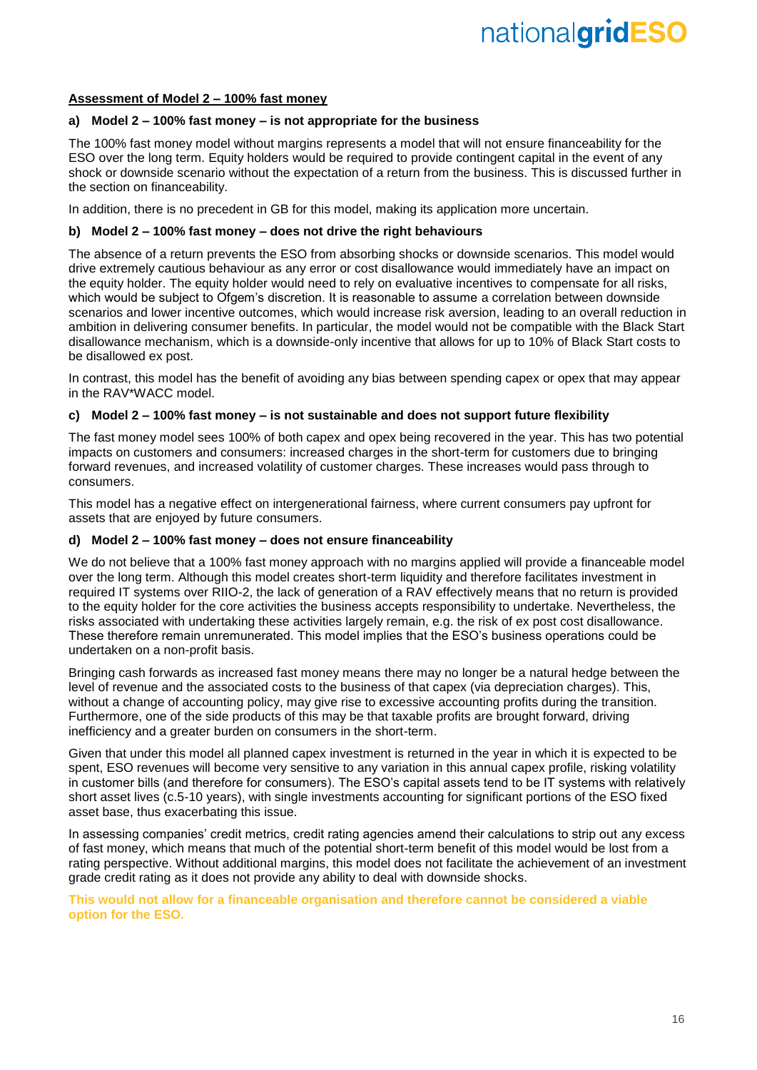**Assessment of Model 2 – 100% fast money**

### a) Model 2 – 100% fast money – is not appropriate for the business

The 100% fast money model without margins represents a model that will not ensure financeability for the ESO over the long term. Equity holders would be required to provide contingent capital in the event of any shock or downside scenario without the expectation of a return from the business. This is discussed further in the section on financeability.

In addition, there is no precedent in GB for this model, making its application more uncertain.

### b) Model 2 – 100% fast money – does not drive the right behaviours

The absence of a return prevents the ESO from absorbing shocks or downside scenarios. This model would drive extremely cautious behaviour as any error or cost disallowance would immediately have an impact on the equity holder. The equity holder would need to rely on evaluative incentives to compensate for all risks, which would be subject to Ofgem's discretion. It is reasonable to assume a correlation between downside scenarios and lower incentive outcomes, which would increase risk aversion, leading to an overall reduction in ambition in delivering consumer benefits. In particular, the model would not be compatible with the Black Start disallowance mechanism, which is a downside-only incentive that allows for up to 10% of Black Start costs to be disallowed ex post.

In contrast, this model has the benefit of avoiding any bias between spending capex or opex that may appear in the RAV*WACC model.

### c) Model 2 – 100% fast money – is not sustainable and does not support future flexibility

The fast money model sees 100% of both capex and opex being recovered in the year. This has two potential impacts on customers and consumers: increased charges in the short-term for customers due to bringing forward revenues, and increased volatility of customer charges. These increases would pass through to consumers.

This model has a negative effect on intergenerational fairness, where current consumers pay upfront for assets that are enjoyed by future consumers.

### d) Model 2 – 100% fast money – does not ensure financeability

We do not believe that a 100% fast money approach with no margins applied will provide a financeable model over the long term. Although this model creates short-term liquidity and therefore facilitates investment in required IT systems over RIIO-2, the lack of generation of a RAV effectively means that no return is provided to the equity holder for the core activities the business accepts responsibility to undertake. Nevertheless, the risks associated with undertaking these activities largely remain, e.g. the risk of ex post cost disallowance. These therefore remain unremunerated. This model implies that the ESO's business operations could be undertaken on a non-profit basis.

Bringing cash forwards as increased fast money means there may no longer be a natural hedge between the level of revenue and the associated costs to the business of that capex (via depreciation charges). This, without a change of accounting policy, may give rise to excessive accounting profits during the transition. Furthermore, one of the side products of this may be that taxable profits are brought forward, driving inefficiency and a greater burden on consumers in the short-term.

Given that under this model all planned capex investment is returned in the year in which it is expected to be spent, ESO revenues will become very sensitive to any variation in this annual capex profile, risking volatility in customer bills (and therefore for consumers). The ESO's capital assets tend to be IT systems with relatively short asset lives (c.5-10 years), with single investments accounting for significant portions of the ESO fixed asset base, thus exacerbating this issue.

In assessing companies' credit metrics, credit rating agencies amend their calculations to strip out any excess of fast money, which means that much of the potential short-term benefit of this model would be lost from a rating perspective. Without additional margins, this model does not facilitate the achievement of an investment grade credit rating as it does not provide any ability to deal with downside shocks.

**This would not allow for a financeable organisation and therefore cannot be considered a viable option for the ESO.**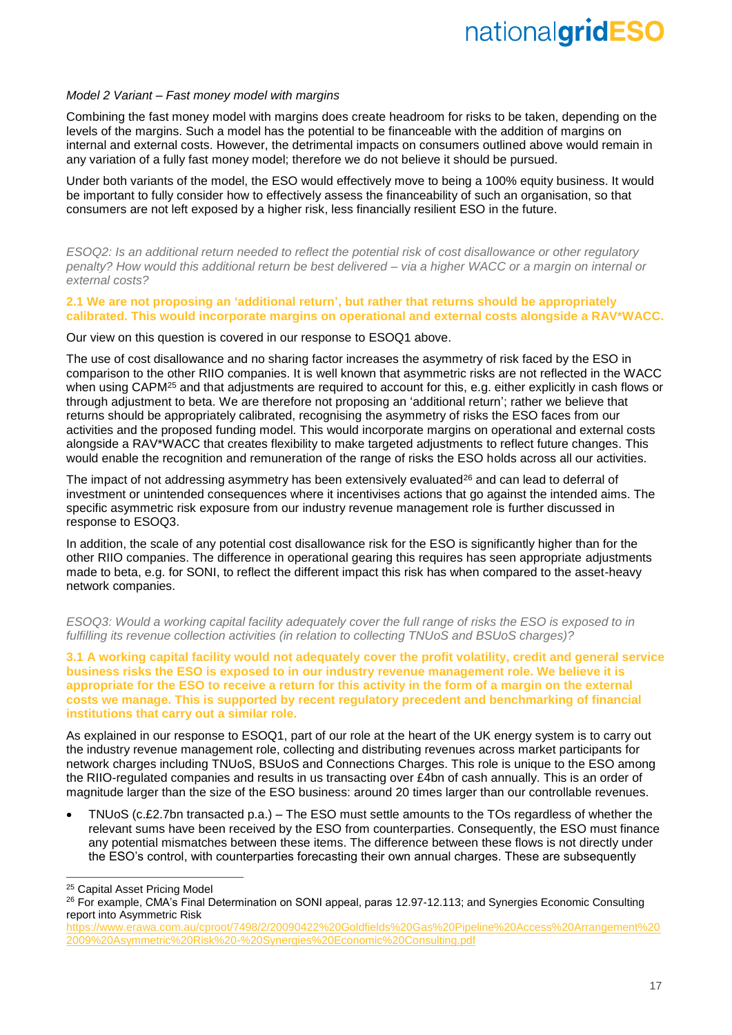*Model 2 Variant – Fast money model with margins*

Combining the fast money model with margins does create headroom for risks to be taken, depending on the levels of the margins. Such a model has the potential to be financeable with the addition of margins on internal and external costs. However, the detrimental impacts on consumers outlined above would remain in any variation of a fully fast money model; therefore we do not believe it should be pursued.

Under both variants of the model, the ESO would effectively move to being a 100% equity business. It would be important to fully consider how to effectively assess the financeability of such an organisation, so that consumers are not left exposed by a higher risk, less financially resilient ESO in the future.

*ESOQ2: Is an additional return needed to reflect the potential risk of cost disallowance or other regulatory penalty? How would this additional return be best delivered – via a higher WACC or a margin on internal or external costs?*

**2.1 We are not proposing an 'additional return', but rather that returns should be appropriately calibrated. This would incorporate margins on operational and external costs alongside a RAV*WACC.**

Our view on this question is covered in our response to ESOQ1 above.

The use of cost disallowance and no sharing factor increases the asymmetry of risk faced by the ESO in comparison to the other RIIO companies. It is well known that asymmetric risks are not reflected in the WACC when using CAPM[25] and that adjustments are required to account for this, e.g. either explicitly in cash flows or through adjustment to beta. We are therefore not proposing an 'additional return'; rather we believe that returns should be appropriately calibrated, recognising the asymmetry of risks the ESO faces from our activities and the proposed funding model. This would incorporate margins on operational and external costs alongside a RAV*WACC that creates flexibility to make targeted adjustments to reflect future changes. This would enable the recognition and remuneration of the range of risks the ESO holds across all our activities.

The impact of not addressing asymmetry has been extensively evaluated[26] and can lead to deferral of investment or unintended consequences where it incentivises actions that go against the intended aims. The specific asymmetric risk exposure from our industry revenue management role is further discussed in response to ESOQ3.

In addition, the scale of any potential cost disallowance risk for the ESO is significantly higher than for the other RIIO companies. The difference in operational gearing this requires has seen appropriate adjustments made to beta, e.g. for SONI, to reflect the different impact this risk has when compared to the asset-heavy network companies.

*ESOQ3: Would a working capital facility adequately cover the full range of risks the ESO is exposed to in fulfilling its revenue collection activities (in relation to collecting TNUoS and BSUoS charges)?*

**3.1 A working capital facility would not adequately cover the profit volatility, credit and general service business risks the ESO is exposed to in our industry revenue management role. We believe it is appropriate for the ESO to receive a return for this activity in the form of a margin on the external costs we manage. This is supported by recent regulatory precedent and benchmarking of financial institutions that carry out a similar role.**

As explained in our response to ESOQ1, part of our role at the heart of the UK energy system is to carry out the industry revenue management role, collecting and distributing revenues across market participants for network charges including TNUoS, BSUoS and Connections Charges. This role is unique to the ESO among the RIIO-regulated companies and results in us transacting over £4bn of cash annually. This is an order of magnitude larger than the size of the ESO business: around 20 times larger than our controllable revenues.

- TNUoS (c.£2.7bn transacted p.a.) – The ESO must settle amounts to the TOs regardless of whether the relevant sums have been received by the ESO from counterparties. Consequently, the ESO must finance any potential mismatches between these items. The difference between these flows is not directly under the ESO's control, with counterparties forecasting their own annual charges. These are subsequently

---

[25] Capital Asset Pricing Model

[26] For example, CMA's Final Determination on SONI appeal, paras 12.97-12.113; and Synergies Economic Consulting report into Asymmetric Risk https://www.erawa.com.au/cproot/7498/2/20090422%20Goldfields%20Gas%20Pipeline%20Access%20Arrangement%202009%20Asymmetric%20Risk%20-%20Synergies%20Economic%20Consulting.pdf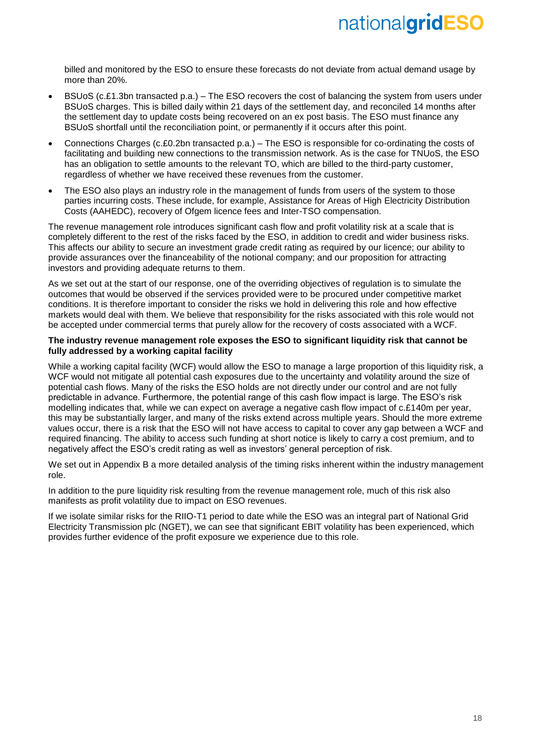billed and monitored by the ESO to ensure these forecasts do not deviate from actual demand usage by more than 20%.

- BSUoS (c.£1.3bn transacted p.a.) – The ESO recovers the cost of balancing the system from users under BSUoS charges. This is billed daily within 21 days of the settlement day, and reconciled 14 months after the settlement day to update costs being recovered on an ex post basis. The ESO must finance any BSUoS shortfall until the reconciliation point, or permanently if it occurs after this point.
- Connections Charges (c.£0.2bn transacted p.a.) – The ESO is responsible for co-ordinating the costs of facilitating and building new connections to the transmission network. As is the case for TNUoS, the ESO has an obligation to settle amounts to the relevant TO, which are billed to the third-party customer, regardless of whether we have received these revenues from the customer.
- The ESO also plays an industry role in the management of funds from users of the system to those parties incurring costs. These include, for example, Assistance for Areas of High Electricity Distribution Costs (AAHEDC), recovery of Ofgem licence fees and Inter-TSO compensation.

The revenue management role introduces significant cash flow and profit volatility risk at a scale that is completely different to the rest of the risks faced by the ESO, in addition to credit and wider business risks. This affects our ability to secure an investment grade credit rating as required by our licence; our ability to provide assurances over the financeability of the notional company; and our proposition for attracting investors and providing adequate returns to them.

As we set out at the start of our response, one of the overriding objectives of regulation is to simulate the outcomes that would be observed if the services provided were to be procured under competitive market conditions. It is therefore important to consider the risks we hold in delivering this role and how effective markets would deal with them. We believe that responsibility for the risks associated with this role would not be accepted under commercial terms that purely allow for the recovery of costs associated with a WCF.

**The industry revenue management role exposes the ESO to significant liquidity risk that cannot be fully addressed by a working capital facility**

While a working capital facility (WCF) would allow the ESO to manage a large proportion of this liquidity risk, a WCF would not mitigate all potential cash exposures due to the uncertainty and volatility around the size of potential cash flows. Many of the risks the ESO holds are not directly under our control and are not fully predictable in advance. Furthermore, the potential range of this cash flow impact is large. The ESO's risk modelling indicates that, while we can expect on average a negative cash flow impact of c.£140m per year, this may be substantially larger, and many of the risks extend across multiple years. Should the more extreme values occur, there is a risk that the ESO will not have access to capital to cover any gap between a WCF and required financing. The ability to access such funding at short notice is likely to carry a cost premium, and to negatively affect the ESO's credit rating as well as investors' general perception of risk.

We set out in Appendix B a more detailed analysis of the timing risks inherent within the industry management role.

In addition to the pure liquidity risk resulting from the revenue management role, much of this risk also manifests as profit volatility due to impact on ESO revenues.

If we isolate similar risks for the RIIO-T1 period to date while the ESO was an integral part of National Grid Electricity Transmission plc (NGET), we can see that significant EBIT volatility has been experienced, which provides further evidence of the profit exposure we experience due to this role.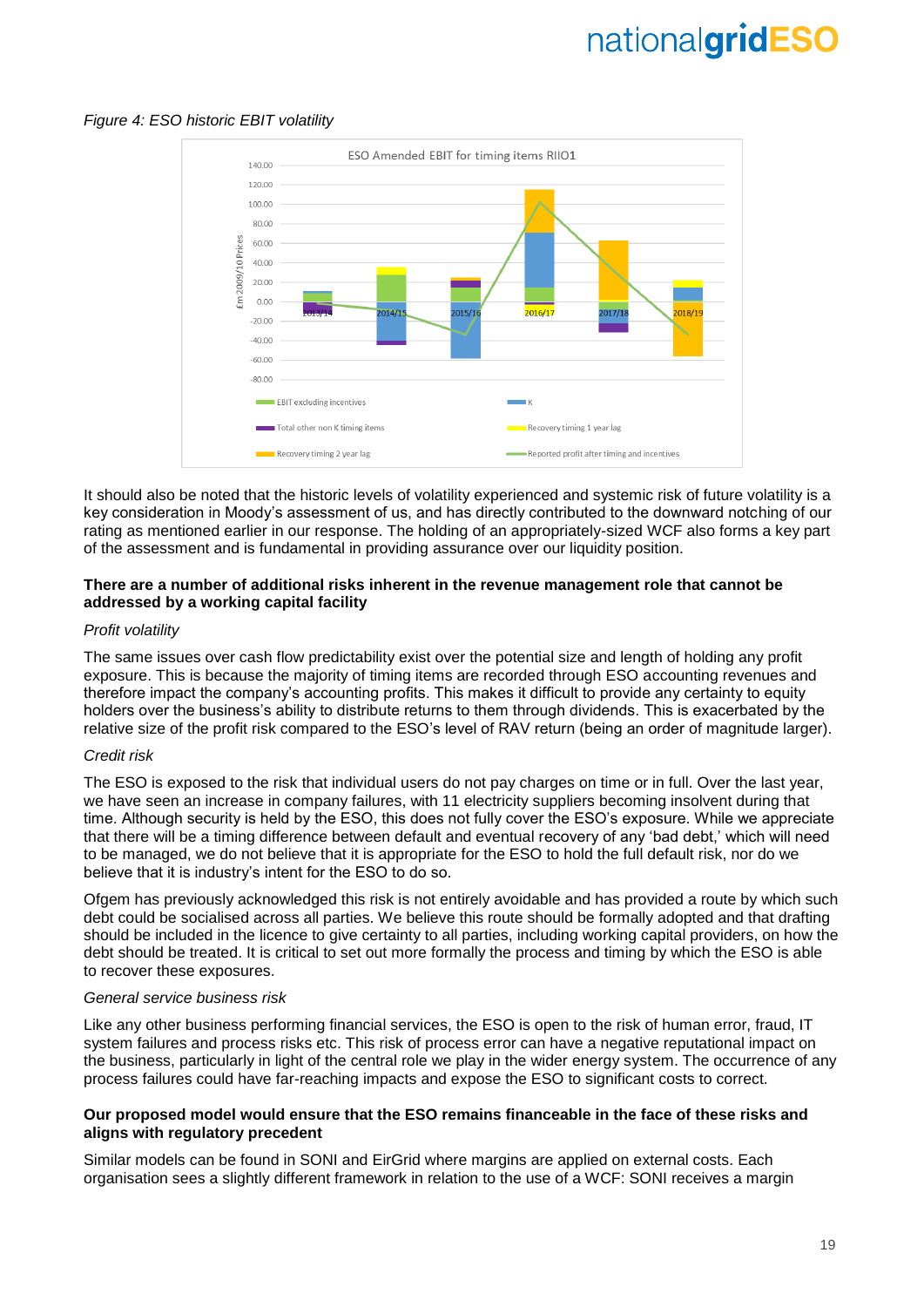*Figure 4: ESO historic EBIT volatility*

It should also be noted that the historic levels of volatility experienced and systemic risk of future volatility is a key consideration in Moody's assessment of us, and has directly contributed to the downward notching of our rating as mentioned earlier in our response. The holding of an appropriately-sized WCF also forms a key part of the assessment and is fundamental in providing assurance over our liquidity position.

**There are a number of additional risks inherent in the revenue management role that cannot be addressed by a working capital facility**

*Profit volatility*

The same issues over cash flow predictability exist over the potential size and length of holding any profit exposure. This is because the majority of timing items are recorded through ESO accounting revenues and therefore impact the company's accounting profits. This makes it difficult to provide any certainty to equity holders over the business's ability to distribute returns to them through dividends. This is exacerbated by the relative size of the profit risk compared to the ESO's level of RAV return (being an order of magnitude larger).

*Credit risk*

The ESO is exposed to the risk that individual users do not pay charges on time or in full. Over the last year, we have seen an increase in company failures, with 11 electricity suppliers becoming insolvent during that time. Although security is held by the ESO, this does not fully cover the ESO's exposure. While we appreciate that there will be a timing difference between default and eventual recovery of any 'bad debt,' which will need to be managed, we do not believe that it is appropriate for the ESO to hold the full default risk, nor do we believe that it is industry's intent for the ESO to do so.

Ofgem has previously acknowledged this risk is not entirely avoidable and has provided a route by which such debt could be socialised across all parties. We believe this route should be formally adopted and that drafting should be included in the licence to give certainty to all parties, including working capital providers, on how the debt should be treated. It is critical to set out more formally the process and timing by which the ESO is able to recover these exposures.

*General service business risk*

Like any other business performing financial services, the ESO is open to the risk of human error, fraud, IT system failures and process risks etc. This risk of process error can have a negative reputational impact on the business, particularly in light of the central role we play in the wider energy system. The occurrence of any process failures could have far-reaching impacts and expose the ESO to significant costs to correct.

**Our proposed model would ensure that the ESO remains financeable in the face of these risks and aligns with regulatory precedent**

Similar models can be found in SONI and EirGrid where margins are applied on external costs. Each organisation sees a slightly different framework in relation to the use of a WCF: SONI receives a margin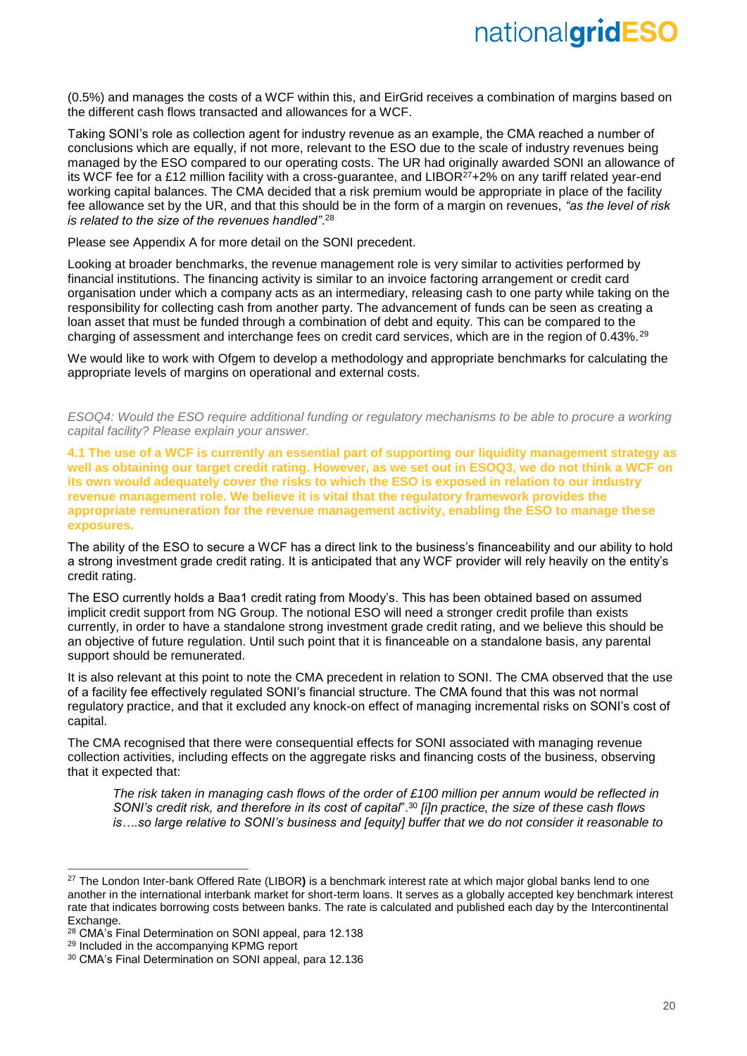(0.5%) and manages the costs of a WCF within this, and EirGrid receives a combination of margins based on the different cash flows transacted and allowances for a WCF.

Taking SONI's role as collection agent for industry revenue as an example, the CMA reached a number of conclusions which are equally, if not more, relevant to the ESO due to the scale of industry revenues being managed by the ESO compared to our operating costs. The UR had originally awarded SONI an allowance of its WCF fee for a £12 million facility with a cross-guarantee, and LIBOR[27]+2% on any tariff related year-end working capital balances. The CMA decided that a risk premium would be appropriate in place of the facility fee allowance set by the UR, and that this should be in the form of a margin on revenues, *"as the level of risk is related to the size of the revenues handled"*.[28]

Please see Appendix A for more detail on the SONI precedent.

Looking at broader benchmarks, the revenue management role is very similar to activities performed by financial institutions. The financing activity is similar to an invoice factoring arrangement or credit card organisation under which a company acts as an intermediary, releasing cash to one party while taking on the responsibility for collecting cash from another party. The advancement of funds can be seen as creating a loan asset that must be funded through a combination of debt and equity. This can be compared to the charging of assessment and interchange fees on credit card services, which are in the region of 0.43%.[29]

We would like to work with Ofgem to develop a methodology and appropriate benchmarks for calculating the appropriate levels of margins on operational and external costs.

*ESOQ4: Would the ESO require additional funding or regulatory mechanisms to be able to procure a working capital facility? Please explain your answer.*

**4.1 The use of a WCF is currently an essential part of supporting our liquidity management strategy as well as obtaining our target credit rating. However, as we set out in ESOQ3, we do not think a WCF on its own would adequately cover the risks to which the ESO is exposed in relation to our industry revenue management role. We believe it is vital that the regulatory framework provides the appropriate remuneration for the revenue management activity, enabling the ESO to manage these exposures.**

The ability of the ESO to secure a WCF has a direct link to the business's financeability and our ability to hold a strong investment grade credit rating. It is anticipated that any WCF provider will rely heavily on the entity's credit rating.

The ESO currently holds a Baa1 credit rating from Moody's. This has been obtained based on assumed implicit credit support from NG Group. The notional ESO will need a stronger credit profile than exists currently, in order to have a standalone strong investment grade credit rating, and we believe this should be an objective of future regulation. Until such point that it is financeable on a standalone basis, any parental support should be remunerated.

It is also relevant at this point to note the CMA precedent in relation to SONI. The CMA observed that the use of a facility fee effectively regulated SONI's financial structure. The CMA found that this was not normal regulatory practice, and that it excluded any knock-on effect of managing incremental risks on SONI's cost of capital.

The CMA recognised that there were consequential effects for SONI associated with managing revenue collection activities, including effects on the aggregate risks and financing costs of the business, observing that it expected that:

> *The risk taken in managing cash flows of the order of £100 million per annum would be reflected in SONI's credit risk, and therefore in its cost of capital*".[30] *[i]n practice, the size of these cash flows is….so large relative to SONI's business and [equity] buffer that we do not consider it reasonable to*

---

[27] The London Inter-bank Offered Rate (LIBOR**)** is a benchmark interest rate at which major global banks lend to one another in the international interbank market for short-term loans. It serves as a globally accepted key benchmark interest rate that indicates borrowing costs between banks. The rate is calculated and published each day by the Intercontinental Exchange.

[28] CMA's Final Determination on SONI appeal, para 12.138

[29] Included in the accompanying KPMG report

[30] CMA's Final Determination on SONI appeal, para 12.136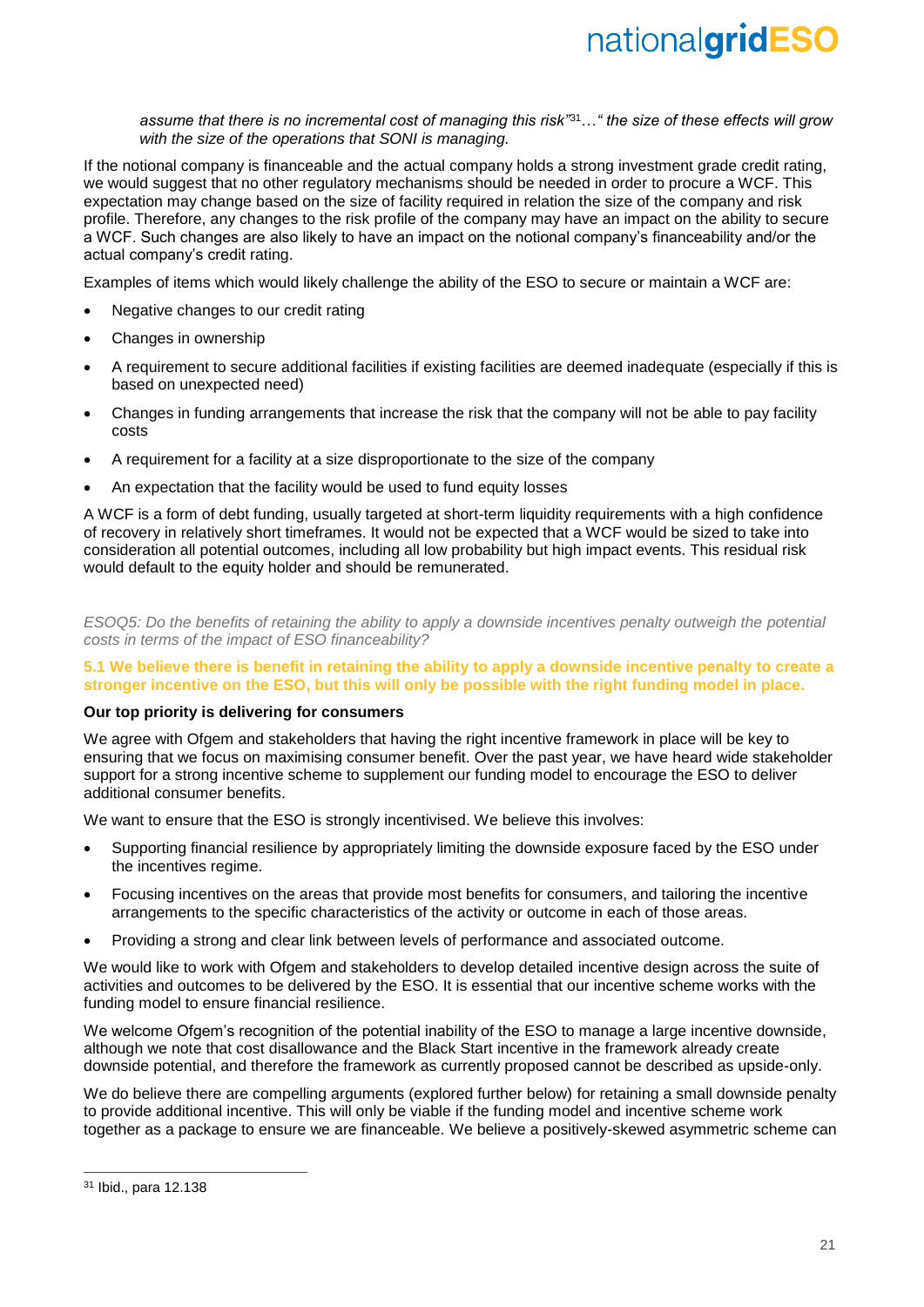*assume that there is no incremental cost of managing this risk"*[31]*…" the size of these effects will grow with the size of the operations that SONI is managing.*

If the notional company is financeable and the actual company holds a strong investment grade credit rating, we would suggest that no other regulatory mechanisms should be needed in order to procure a WCF. This expectation may change based on the size of facility required in relation the size of the company and risk profile. Therefore, any changes to the risk profile of the company may have an impact on the ability to secure a WCF. Such changes are also likely to have an impact on the notional company's financeability and/or the actual company's credit rating.

Examples of items which would likely challenge the ability of the ESO to secure or maintain a WCF are:

- Negative changes to our credit rating
- Changes in ownership
- A requirement to secure additional facilities if existing facilities are deemed inadequate (especially if this is based on unexpected need)
- Changes in funding arrangements that increase the risk that the company will not be able to pay facility costs
- A requirement for a facility at a size disproportionate to the size of the company
- An expectation that the facility would be used to fund equity losses

A WCF is a form of debt funding, usually targeted at short-term liquidity requirements with a high confidence of recovery in relatively short timeframes. It would not be expected that a WCF would be sized to take into consideration all potential outcomes, including all low probability but high impact events. This residual risk would default to the equity holder and should be remunerated.

*ESOQ5: Do the benefits of retaining the ability to apply a downside incentives penalty outweigh the potential costs in terms of the impact of ESO financeability?*

**5.1 We believe there is benefit in retaining the ability to apply a downside incentive penalty to create a stronger incentive on the ESO, but this will only be possible with the right funding model in place.**

**Our top priority is delivering for consumers**

We agree with Ofgem and stakeholders that having the right incentive framework in place will be key to ensuring that we focus on maximising consumer benefit. Over the past year, we have heard wide stakeholder support for a strong incentive scheme to supplement our funding model to encourage the ESO to deliver additional consumer benefits.

We want to ensure that the ESO is strongly incentivised. We believe this involves:

- Supporting financial resilience by appropriately limiting the downside exposure faced by the ESO under the incentives regime.
- Focusing incentives on the areas that provide most benefits for consumers, and tailoring the incentive arrangements to the specific characteristics of the activity or outcome in each of those areas.
- Providing a strong and clear link between levels of performance and associated outcome.

We would like to work with Ofgem and stakeholders to develop detailed incentive design across the suite of activities and outcomes to be delivered by the ESO. It is essential that our incentive scheme works with the funding model to ensure financial resilience.

We welcome Ofgem's recognition of the potential inability of the ESO to manage a large incentive downside, although we note that cost disallowance and the Black Start incentive in the framework already create downside potential, and therefore the framework as currently proposed cannot be described as upside-only.

We do believe there are compelling arguments (explored further below) for retaining a small downside penalty to provide additional incentive. This will only be viable if the funding model and incentive scheme work together as a package to ensure we are financeable. We believe a positively-skewed asymmetric scheme can

[31] Ibid., para 12.138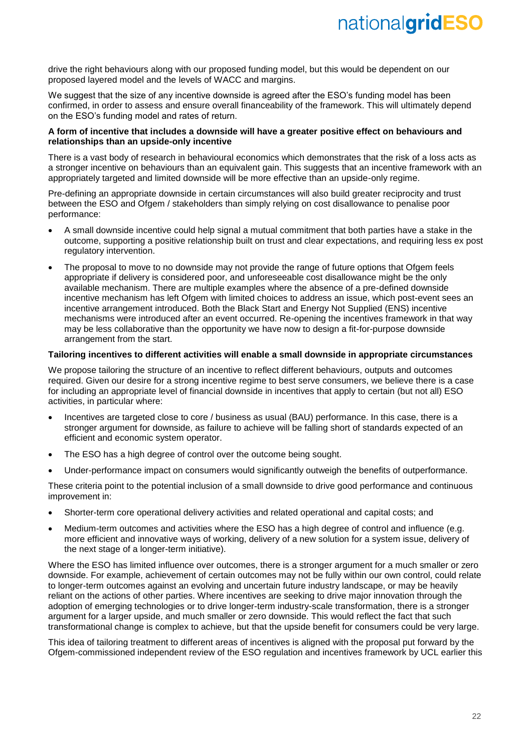drive the right behaviours along with our proposed funding model, but this would be dependent on our proposed layered model and the levels of WACC and margins.

We suggest that the size of any incentive downside is agreed after the ESO's funding model has been confirmed, in order to assess and ensure overall financeability of the framework. This will ultimately depend on the ESO's funding model and rates of return.

**A form of incentive that includes a downside will have a greater positive effect on behaviours and relationships than an upside-only incentive**

There is a vast body of research in behavioural economics which demonstrates that the risk of a loss acts as a stronger incentive on behaviours than an equivalent gain. This suggests that an incentive framework with an appropriately targeted and limited downside will be more effective than an upside-only regime.

Pre-defining an appropriate downside in certain circumstances will also build greater reciprocity and trust between the ESO and Ofgem / stakeholders than simply relying on cost disallowance to penalise poor performance:

- A small downside incentive could help signal a mutual commitment that both parties have a stake in the outcome, supporting a positive relationship built on trust and clear expectations, and requiring less ex post regulatory intervention.
- The proposal to move to no downside may not provide the range of future options that Ofgem feels appropriate if delivery is considered poor, and unforeseeable cost disallowance might be the only available mechanism. There are multiple examples where the absence of a pre-defined downside incentive mechanism has left Ofgem with limited choices to address an issue, which post-event sees an incentive arrangement introduced. Both the Black Start and Energy Not Supplied (ENS) incentive mechanisms were introduced after an event occurred. Re-opening the incentives framework in that way may be less collaborative than the opportunity we have now to design a fit-for-purpose downside arrangement from the start.

**Tailoring incentives to different activities will enable a small downside in appropriate circumstances**

We propose tailoring the structure of an incentive to reflect different behaviours, outputs and outcomes required. Given our desire for a strong incentive regime to best serve consumers, we believe there is a case for including an appropriate level of financial downside in incentives that apply to certain (but not all) ESO activities, in particular where:

- Incentives are targeted close to core / business as usual (BAU) performance. In this case, there is a stronger argument for downside, as failure to achieve will be falling short of standards expected of an efficient and economic system operator.
- The ESO has a high degree of control over the outcome being sought.
- Under-performance impact on consumers would significantly outweigh the benefits of outperformance.

These criteria point to the potential inclusion of a small downside to drive good performance and continuous improvement in:

- Shorter-term core operational delivery activities and related operational and capital costs; and
- Medium-term outcomes and activities where the ESO has a high degree of control and influence (e.g. more efficient and innovative ways of working, delivery of a new solution for a system issue, delivery of the next stage of a longer-term initiative).

Where the ESO has limited influence over outcomes, there is a stronger argument for a much smaller or zero downside. For example, achievement of certain outcomes may not be fully within our own control, could relate to longer-term outcomes against an evolving and uncertain future industry landscape, or may be heavily reliant on the actions of other parties. Where incentives are seeking to drive major innovation through the adoption of emerging technologies or to drive longer-term industry-scale transformation, there is a stronger argument for a larger upside, and much smaller or zero downside. This would reflect the fact that such transformational change is complex to achieve, but that the upside benefit for consumers could be very large.

This idea of tailoring treatment to different areas of incentives is aligned with the proposal put forward by the Ofgem-commissioned independent review of the ESO regulation and incentives framework by UCL earlier this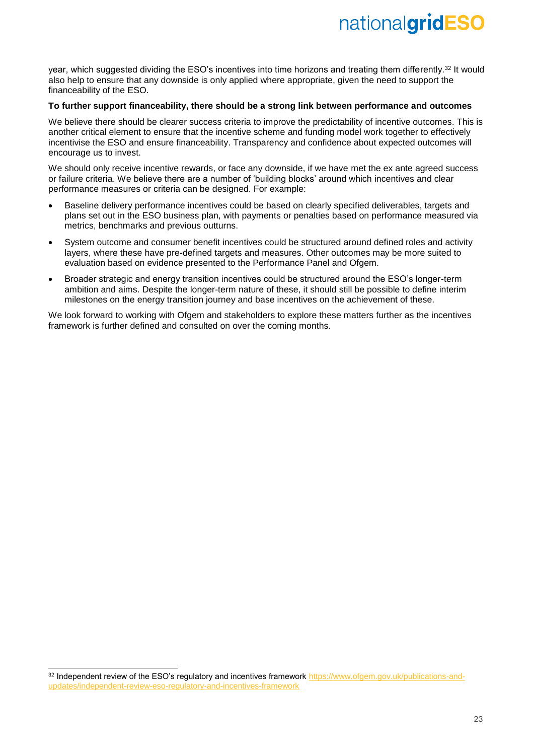year, which suggested dividing the ESO's incentives into time horizons and treating them differently.[32] It would also help to ensure that any downside is only applied where appropriate, given the need to support the financeability of the ESO.

**To further support financeability, there should be a strong link between performance and outcomes**

We believe there should be clearer success criteria to improve the predictability of incentive outcomes. This is another critical element to ensure that the incentive scheme and funding model work together to effectively incentivise the ESO and ensure financeability. Transparency and confidence about expected outcomes will encourage us to invest.

We should only receive incentive rewards, or face any downside, if we have met the ex ante agreed success or failure criteria. We believe there are a number of 'building blocks' around which incentives and clear performance measures or criteria can be designed. For example:

- Baseline delivery performance incentives could be based on clearly specified deliverables, targets and plans set out in the ESO business plan, with payments or penalties based on performance measured via metrics, benchmarks and previous outturns.
- System outcome and consumer benefit incentives could be structured around defined roles and activity layers, where these have pre-defined targets and measures. Other outcomes may be more suited to evaluation based on evidence presented to the Performance Panel and Ofgem.
- Broader strategic and energy transition incentives could be structured around the ESO's longer-term ambition and aims. Despite the longer-term nature of these, it should still be possible to define interim milestones on the energy transition journey and base incentives on the achievement of these.

We look forward to working with Ofgem and stakeholders to explore these matters further as the incentives framework is further defined and consulted on over the coming months.

---

[32] Independent review of the ESO's regulatory and incentives framework https://www.ofgem.gov.uk/publications-and-updates/independent-review-eso-regulatory-and-incentives-framework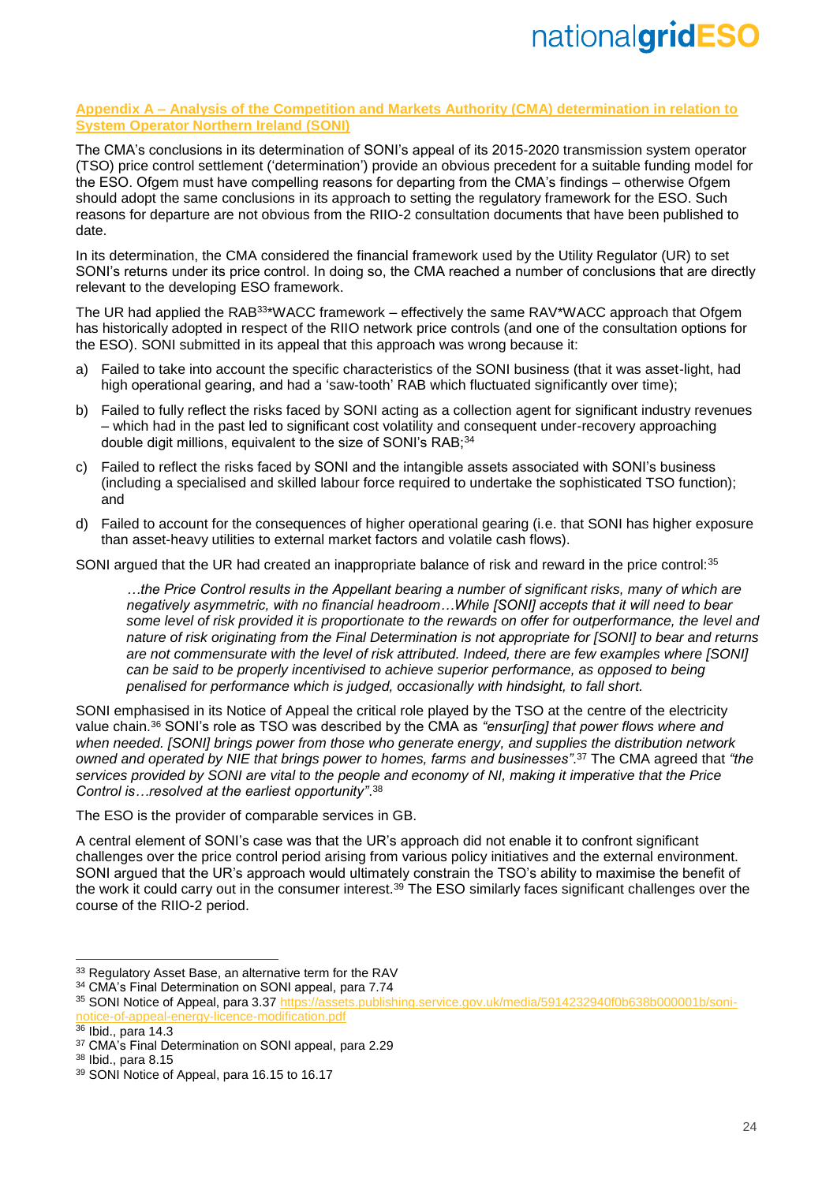## Appendix A – Analysis of the Competition and Markets Authority (CMA) determination in relation to System Operator Northern Ireland (SONI)

The CMA's conclusions in its determination of SONI's appeal of its 2015-2020 transmission system operator (TSO) price control settlement ('determination') provide an obvious precedent for a suitable funding model for the ESO. Ofgem must have compelling reasons for departing from the CMA's findings – otherwise Ofgem should adopt the same conclusions in its approach to setting the regulatory framework for the ESO. Such reasons for departure are not obvious from the RIIO-2 consultation documents that have been published to date.

In its determination, the CMA considered the financial framework used by the Utility Regulator (UR) to set SONI's returns under its price control. In doing so, the CMA reached a number of conclusions that are directly relevant to the developing ESO framework.

The UR had applied the RAB[33]*WACC framework – effectively the same RAV*WACC approach that Ofgem has historically adopted in respect of the RIIO network price controls (and one of the consultation options for the ESO). SONI submitted in its appeal that this approach was wrong because it:

a) Failed to take into account the specific characteristics of the SONI business (that it was asset-light, had high operational gearing, and had a 'saw-tooth' RAB which fluctuated significantly over time);

b) Failed to fully reflect the risks faced by SONI acting as a collection agent for significant industry revenues – which had in the past led to significant cost volatility and consequent under-recovery approaching double digit millions, equivalent to the size of SONI's RAB;[34]

c) Failed to reflect the risks faced by SONI and the intangible assets associated with SONI's business (including a specialised and skilled labour force required to undertake the sophisticated TSO function); and

d) Failed to account for the consequences of higher operational gearing (i.e. that SONI has higher exposure than asset-heavy utilities to external market factors and volatile cash flows).

SONI argued that the UR had created an inappropriate balance of risk and reward in the price control:[35]

> *…the Price Control results in the Appellant bearing a number of significant risks, many of which are negatively asymmetric, with no financial headroom…While [SONI] accepts that it will need to bear some level of risk provided it is proportionate to the rewards on offer for outperformance, the level and nature of risk originating from the Final Determination is not appropriate for [SONI] to bear and returns are not commensurate with the level of risk attributed. Indeed, there are few examples where [SONI] can be said to be properly incentivised to achieve superior performance, as opposed to being penalised for performance which is judged, occasionally with hindsight, to fall short.*

SONI emphasised in its Notice of Appeal the critical role played by the TSO at the centre of the electricity value chain.[36] SONI's role as TSO was described by the CMA as *"ensur[ing] that power flows where and when needed. [SONI] brings power from those who generate energy, and supplies the distribution network owned and operated by NIE that brings power to homes, farms and businesses"*.[37] The CMA agreed that *"the services provided by SONI are vital to the people and economy of NI, making it imperative that the Price Control is…resolved at the earliest opportunity"*.[38]

The ESO is the provider of comparable services in GB.

A central element of SONI's case was that the UR's approach did not enable it to confront significant challenges over the price control period arising from various policy initiatives and the external environment. SONI argued that the UR's approach would ultimately constrain the TSO's ability to maximise the benefit of the work it could carry out in the consumer interest.[39] The ESO similarly faces significant challenges over the course of the RIIO-2 period.

---

[33] Regulatory Asset Base, an alternative term for the RAV

[34] CMA's Final Determination on SONI appeal, para 7.74

[35] SONI Notice of Appeal, para 3.37 https://assets.publishing.service.gov.uk/media/5914232940f0b638b000001b/soni-notice-of-appeal-energy-licence-modification.pdf

[36] Ibid., para 14.3

[37] CMA's Final Determination on SONI appeal, para 2.29

[38] Ibid., para 8.15

[39] SONI Notice of Appeal, para 16.15 to 16.17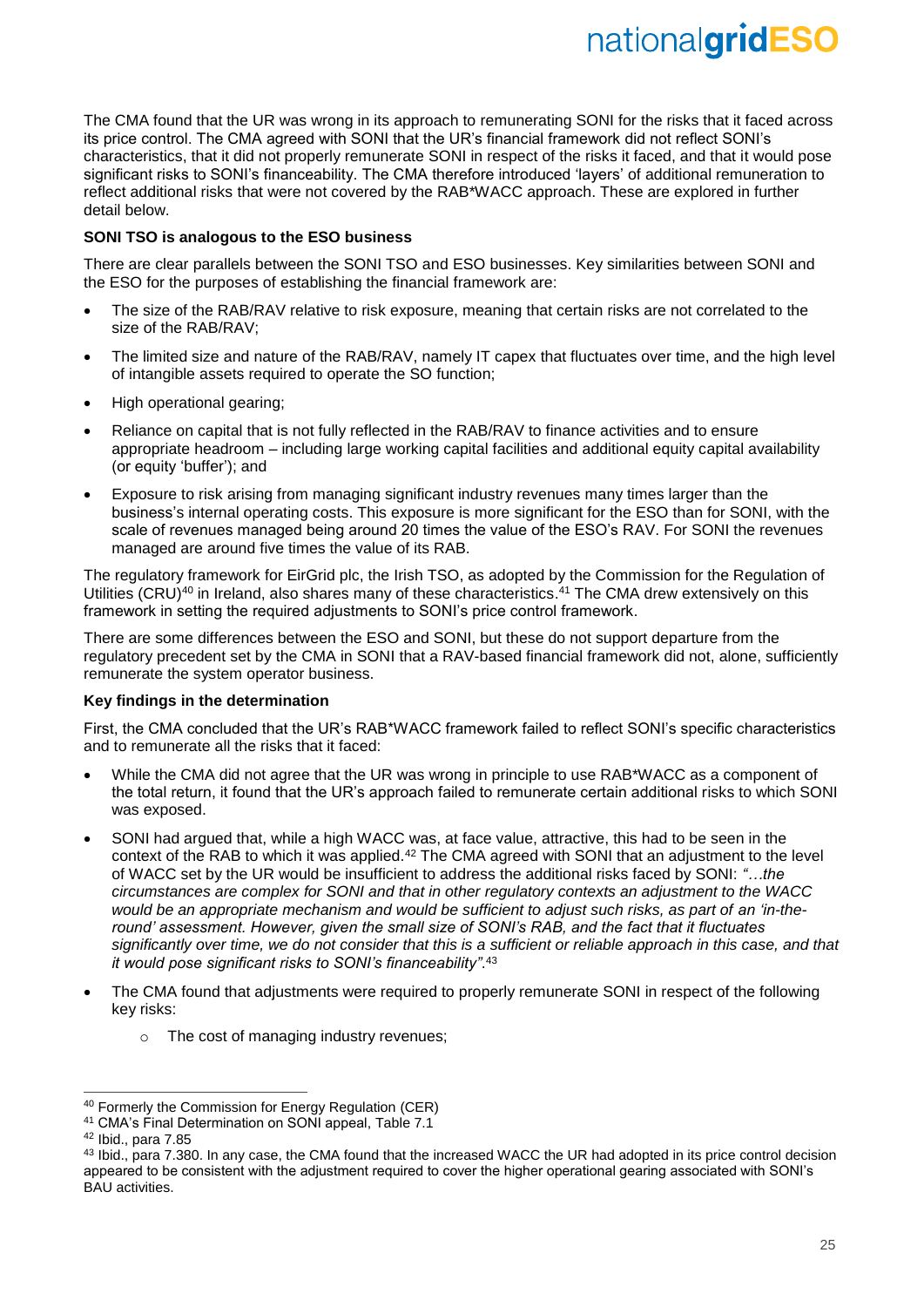The CMA found that the UR was wrong in its approach to remunerating SONI for the risks that it faced across its price control. The CMA agreed with SONI that the UR's financial framework did not reflect SONI's characteristics, that it did not properly remunerate SONI in respect of the risks it faced, and that it would pose significant risks to SONI's financeability. The CMA therefore introduced 'layers' of additional remuneration to reflect additional risks that were not covered by the RAB*WACC approach. These are explored in further detail below.

**SONI TSO is analogous to the ESO business**

There are clear parallels between the SONI TSO and ESO businesses. Key similarities between SONI and the ESO for the purposes of establishing the financial framework are:

- The size of the RAB/RAV relative to risk exposure, meaning that certain risks are not correlated to the size of the RAB/RAV;
- The limited size and nature of the RAB/RAV, namely IT capex that fluctuates over time, and the high level of intangible assets required to operate the SO function;
- High operational gearing;
- Reliance on capital that is not fully reflected in the RAB/RAV to finance activities and to ensure appropriate headroom – including large working capital facilities and additional equity capital availability (or equity 'buffer'); and
- Exposure to risk arising from managing significant industry revenues many times larger than the business's internal operating costs. This exposure is more significant for the ESO than for SONI, with the scale of revenues managed being around 20 times the value of the ESO's RAV. For SONI the revenues managed are around five times the value of its RAB.

The regulatory framework for EirGrid plc, the Irish TSO, as adopted by the Commission for the Regulation of Utilities (CRU)[40] in Ireland, also shares many of these characteristics.[41] The CMA drew extensively on this framework in setting the required adjustments to SONI's price control framework.

There are some differences between the ESO and SONI, but these do not support departure from the regulatory precedent set by the CMA in SONI that a RAV-based financial framework did not, alone, sufficiently remunerate the system operator business.

**Key findings in the determination**

First, the CMA concluded that the UR's RAB*WACC framework failed to reflect SONI's specific characteristics and to remunerate all the risks that it faced:

- While the CMA did not agree that the UR was wrong in principle to use RAB*WACC as a component of the total return, it found that the UR's approach failed to remunerate certain additional risks to which SONI was exposed.
- SONI had argued that, while a high WACC was, at face value, attractive, this had to be seen in the context of the RAB to which it was applied.[42] The CMA agreed with SONI that an adjustment to the level of WACC set by the UR would be insufficient to address the additional risks faced by SONI: *"…the circumstances are complex for SONI and that in other regulatory contexts an adjustment to the WACC would be an appropriate mechanism and would be sufficient to adjust such risks, as part of an 'in-the-round' assessment. However, given the small size of SONI's RAB, and the fact that it fluctuates significantly over time, we do not consider that this is a sufficient or reliable approach in this case, and that it would pose significant risks to SONI's financeability".*[43]
- The CMA found that adjustments were required to properly remunerate SONI in respect of the following key risks:
    - The cost of managing industry revenues;

[40] Formerly the Commission for Energy Regulation (CER)

[41] CMA's Final Determination on SONI appeal, Table 7.1

[42] Ibid., para 7.85

[43] Ibid., para 7.380. In any case, the CMA found that the increased WACC the UR had adopted in its price control decision appeared to be consistent with the adjustment required to cover the higher operational gearing associated with SONI's BAU activities.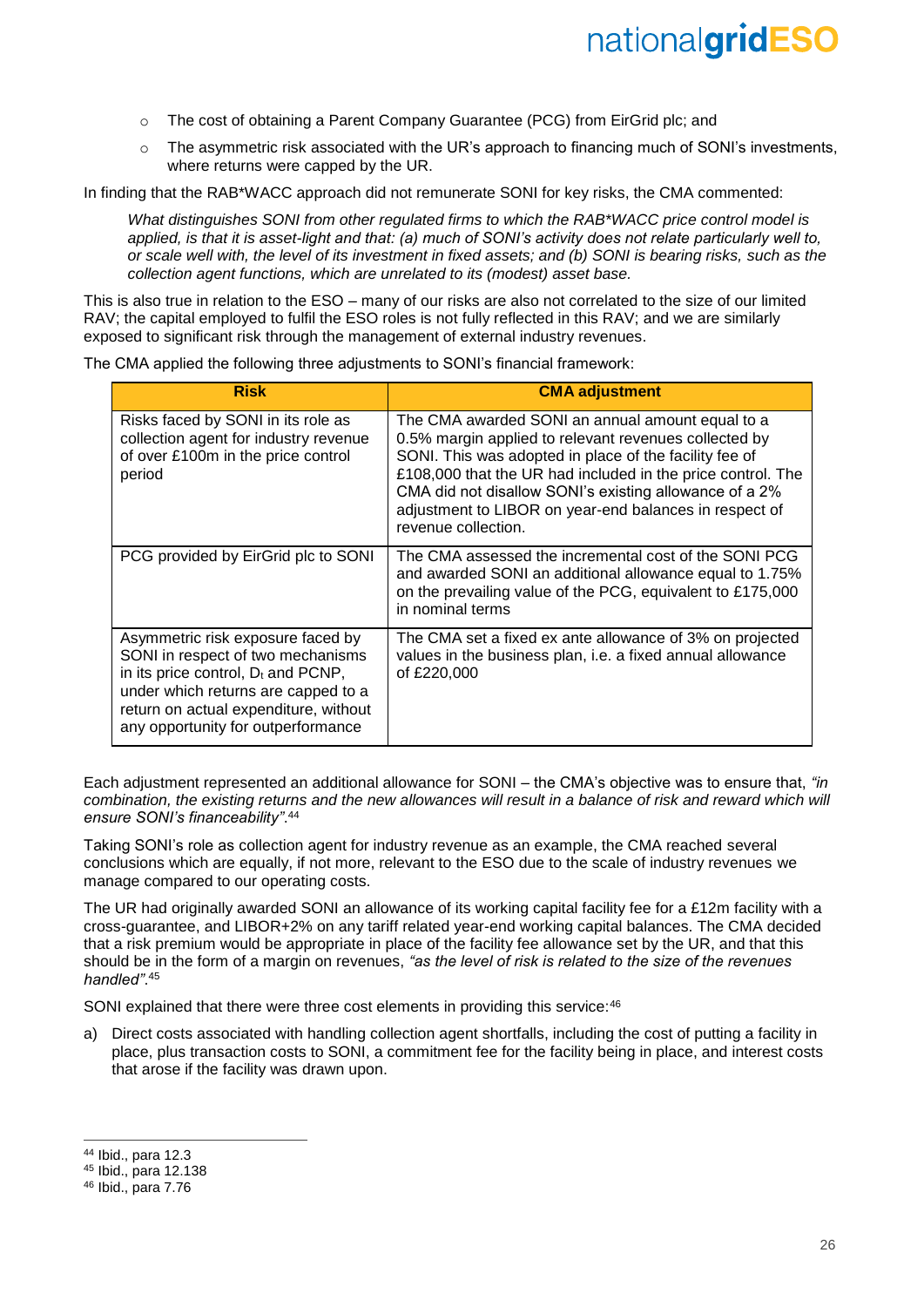- The cost of obtaining a Parent Company Guarantee (PCG) from EirGrid plc; and
- The asymmetric risk associated with the UR's approach to financing much of SONI's investments, where returns were capped by the UR.

In finding that the RAB*WACC approach did not remunerate SONI for key risks, the CMA commented:

> *What distinguishes SONI from other regulated firms to which the RAB*WACC price control model is applied, is that it is asset-light and that: (a) much of SONI's activity does not relate particularly well to, or scale well with, the level of its investment in fixed assets; and (b) SONI is bearing risks, such as the collection agent functions, which are unrelated to its (modest) asset base.*

This is also true in relation to the ESO – many of our risks are also not correlated to the size of our limited RAV; the capital employed to fulfil the ESO roles is not fully reflected in this RAV; and we are similarly exposed to significant risk through the management of external industry revenues.

The CMA applied the following three adjustments to SONI's financial framework:

| Risk | CMA adjustment |
|---|---|
| Risks faced by SONI in its role as collection agent for industry revenue of over £100m in the price control period | The CMA awarded SONI an annual amount equal to a 0.5% margin applied to relevant revenues collected by SONI. This was adopted in place of the facility fee of £108,000 that the UR had included in the price control. The CMA did not disallow SONI's existing allowance of a 2% adjustment to LIBOR on year-end balances in respect of revenue collection. |
| PCG provided by EirGrid plc to SONI | The CMA assessed the incremental cost of the SONI PCG and awarded SONI an additional allowance equal to 1.75% on the prevailing value of the PCG, equivalent to £175,000 in nominal terms |
| Asymmetric risk exposure faced by SONI in respect of two mechanisms in its price control, $D_t$ and PCNP, under which returns are capped to a return on actual expenditure, without any opportunity for outperformance | The CMA set a fixed ex ante allowance of 3% on projected values in the business plan, i.e. a fixed annual allowance of £220,000 |

Each adjustment represented an additional allowance for SONI – the CMA's objective was to ensure that, *"in combination, the existing returns and the new allowances will result in a balance of risk and reward which will ensure SONI's financeability"*.[44]

Taking SONI's role as collection agent for industry revenue as an example, the CMA reached several conclusions which are equally, if not more, relevant to the ESO due to the scale of industry revenues we manage compared to our operating costs.

The UR had originally awarded SONI an allowance of its working capital facility fee for a £12m facility with a cross-guarantee, and LIBOR+2% on any tariff related year-end working capital balances. The CMA decided that a risk premium would be appropriate in place of the facility fee allowance set by the UR, and that this should be in the form of a margin on revenues, *"as the level of risk is related to the size of the revenues handled"*.[45]

SONI explained that there were three cost elements in providing this service:[46]

a) Direct costs associated with handling collection agent shortfalls, including the cost of putting a facility in place, plus transaction costs to SONI, a commitment fee for the facility being in place, and interest costs that arose if the facility was drawn upon.

---

[44] Ibid., para 12.3
[45] Ibid., para 12.138
[46] Ibid., para 7.76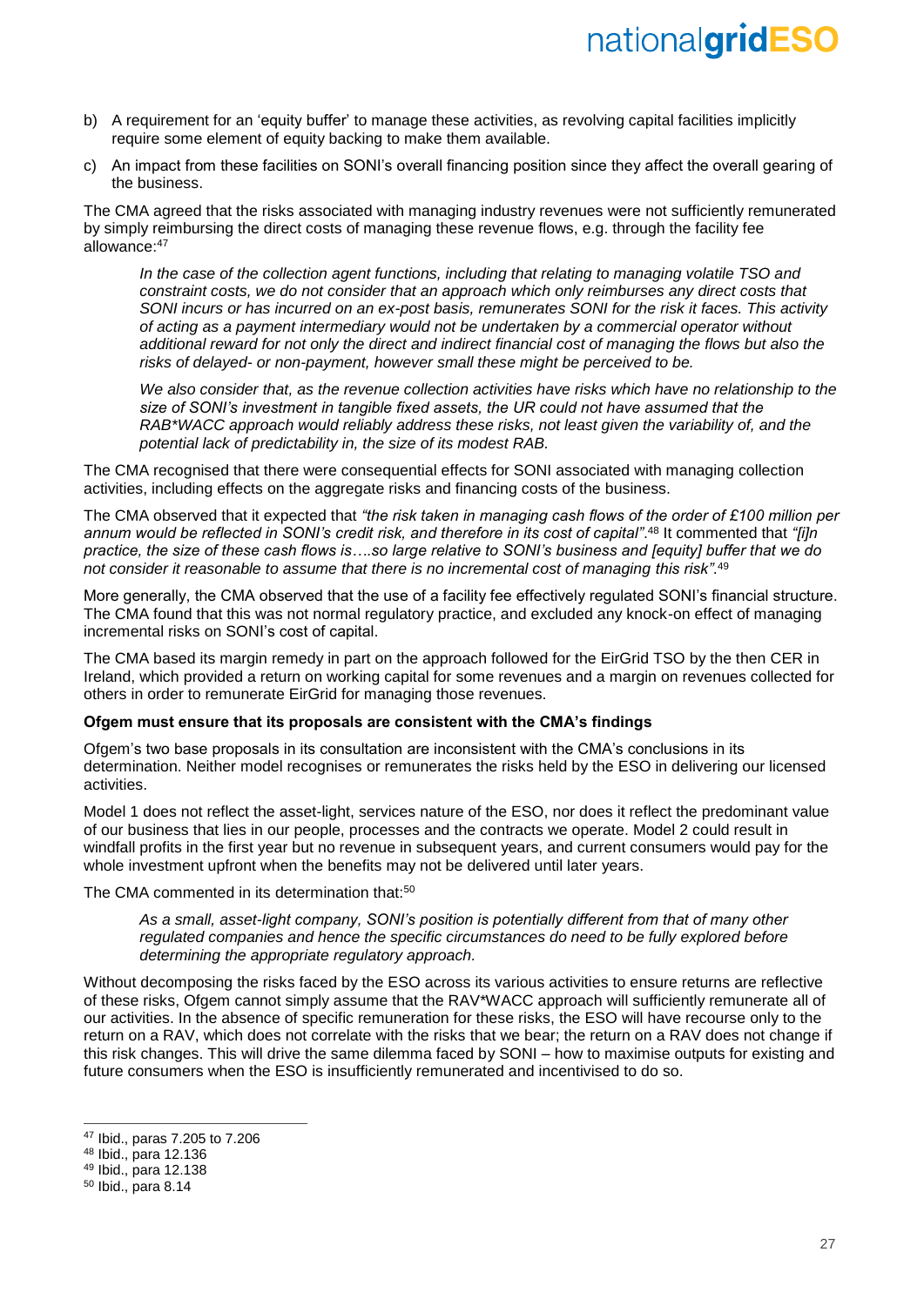b) A requirement for an 'equity buffer' to manage these activities, as revolving capital facilities implicitly require some element of equity backing to make them available.

c) An impact from these facilities on SONI's overall financing position since they affect the overall gearing of the business.

The CMA agreed that the risks associated with managing industry revenues were not sufficiently remunerated by simply reimbursing the direct costs of managing these revenue flows, e.g. through the facility fee allowance:[47]

> *In the case of the collection agent functions, including that relating to managing volatile TSO and constraint costs, we do not consider that an approach which only reimburses any direct costs that SONI incurs or has incurred on an ex-post basis, remunerates SONI for the risk it faces. This activity of acting as a payment intermediary would not be undertaken by a commercial operator without additional reward for not only the direct and indirect financial cost of managing the flows but also the risks of delayed- or non-payment, however small these might be perceived to be.*
>
> *We also consider that, as the revenue collection activities have risks which have no relationship to the size of SONI's investment in tangible fixed assets, the UR could not have assumed that the RAB*WACC approach would reliably address these risks, not least given the variability of, and the potential lack of predictability in, the size of its modest RAB.*

The CMA recognised that there were consequential effects for SONI associated with managing collection activities, including effects on the aggregate risks and financing costs of the business.

The CMA observed that it expected that *"the risk taken in managing cash flows of the order of £100 million per annum would be reflected in SONI's credit risk, and therefore in its cost of capital"*.[48] It commented that *"[i]n practice, the size of these cash flows is….so large relative to SONI's business and [equity] buffer that we do not consider it reasonable to assume that there is no incremental cost of managing this risk"*.[49]

More generally, the CMA observed that the use of a facility fee effectively regulated SONI's financial structure. The CMA found that this was not normal regulatory practice, and excluded any knock-on effect of managing incremental risks on SONI's cost of capital.

The CMA based its margin remedy in part on the approach followed for the EirGrid TSO by the then CER in Ireland, which provided a return on working capital for some revenues and a margin on revenues collected for others in order to remunerate EirGrid for managing those revenues.

**Ofgem must ensure that its proposals are consistent with the CMA's findings**

Ofgem's two base proposals in its consultation are inconsistent with the CMA's conclusions in its determination. Neither model recognises or remunerates the risks held by the ESO in delivering our licensed activities.

Model 1 does not reflect the asset-light, services nature of the ESO, nor does it reflect the predominant value of our business that lies in our people, processes and the contracts we operate. Model 2 could result in windfall profits in the first year but no revenue in subsequent years, and current consumers would pay for the whole investment upfront when the benefits may not be delivered until later years.

The CMA commented in its determination that:[50]

> *As a small, asset-light company, SONI's position is potentially different from that of many other regulated companies and hence the specific circumstances do need to be fully explored before determining the appropriate regulatory approach.*

Without decomposing the risks faced by the ESO across its various activities to ensure returns are reflective of these risks, Ofgem cannot simply assume that the RAV*WACC approach will sufficiently remunerate all of our activities. In the absence of specific remuneration for these risks, the ESO will have recourse only to the return on a RAV, which does not correlate with the risks that we bear; the return on a RAV does not change if this risk changes. This will drive the same dilemma faced by SONI – how to maximise outputs for existing and future consumers when the ESO is insufficiently remunerated and incentivised to do so.

---

[47] Ibid., paras 7.205 to 7.206
[48] Ibid., para 12.136
[49] Ibid., para 12.138
[50] Ibid., para 8.14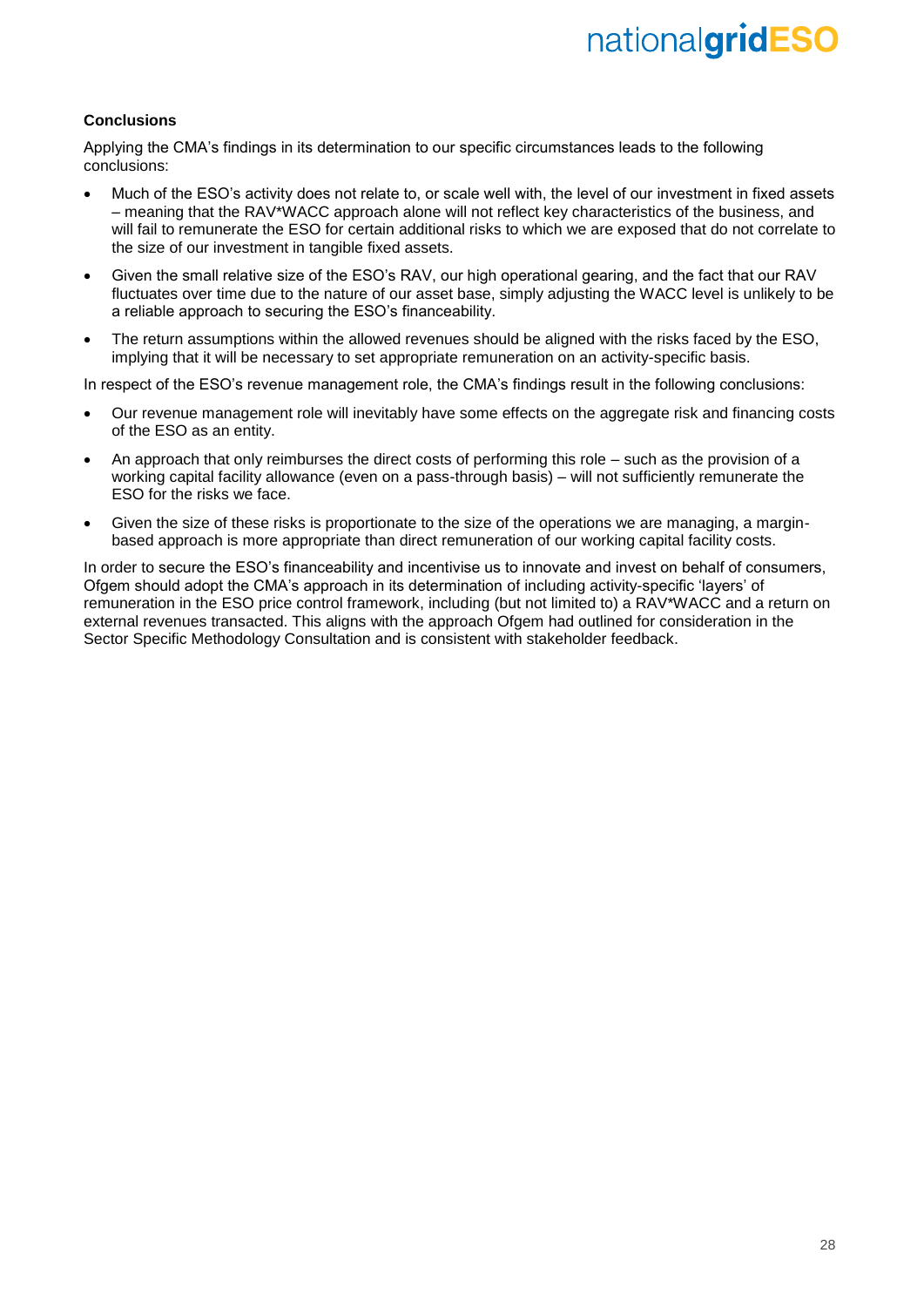**Conclusions**

Applying the CMA's findings in its determination to our specific circumstances leads to the following conclusions:

- Much of the ESO's activity does not relate to, or scale well with, the level of our investment in fixed assets – meaning that the RAV*WACC approach alone will not reflect key characteristics of the business, and will fail to remunerate the ESO for certain additional risks to which we are exposed that do not correlate to the size of our investment in tangible fixed assets.
- Given the small relative size of the ESO's RAV, our high operational gearing, and the fact that our RAV fluctuates over time due to the nature of our asset base, simply adjusting the WACC level is unlikely to be a reliable approach to securing the ESO's financeability.
- The return assumptions within the allowed revenues should be aligned with the risks faced by the ESO, implying that it will be necessary to set appropriate remuneration on an activity-specific basis.

In respect of the ESO's revenue management role, the CMA's findings result in the following conclusions:

- Our revenue management role will inevitably have some effects on the aggregate risk and financing costs of the ESO as an entity.
- An approach that only reimburses the direct costs of performing this role – such as the provision of a working capital facility allowance (even on a pass-through basis) – will not sufficiently remunerate the ESO for the risks we face.
- Given the size of these risks is proportionate to the size of the operations we are managing, a margin-based approach is more appropriate than direct remuneration of our working capital facility costs.

In order to secure the ESO's financeability and incentivise us to innovate and invest on behalf of consumers, Ofgem should adopt the CMA's approach in its determination of including activity-specific 'layers' of remuneration in the ESO price control framework, including (but not limited to) a RAV*WACC and a return on external revenues transacted. This aligns with the approach Ofgem had outlined for consideration in the Sector Specific Methodology Consultation and is consistent with stakeholder feedback.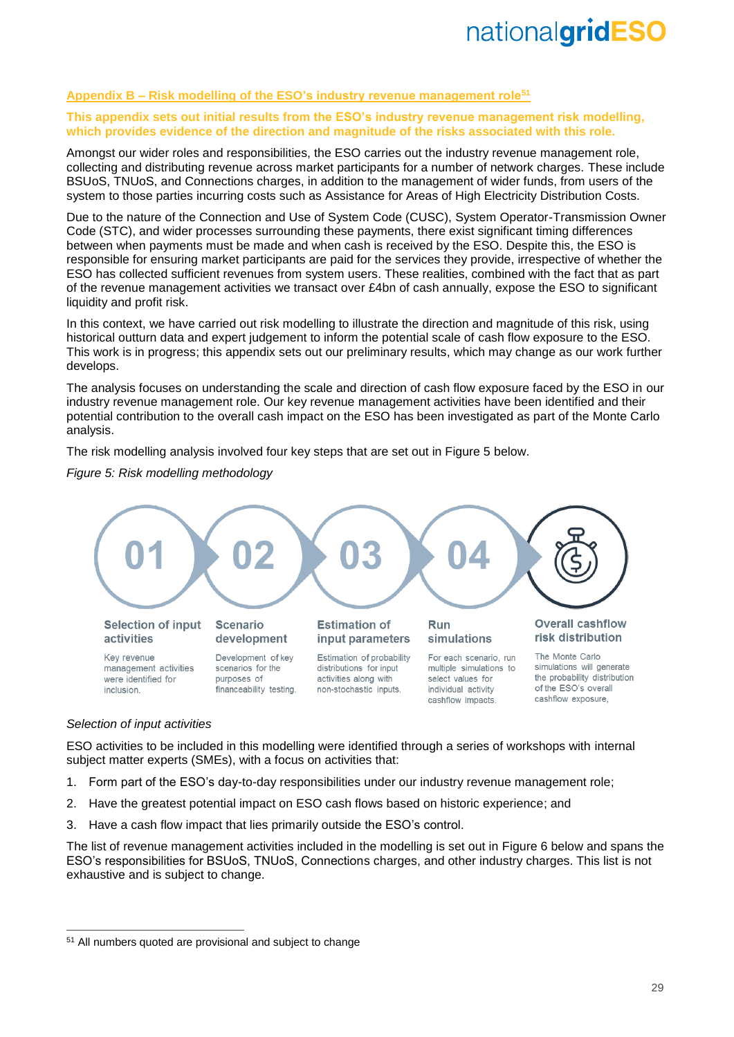## Appendix B – Risk modelling of the ESO's industry revenue management role[51]

**This appendix sets out initial results from the ESO's industry revenue management risk modelling, which provides evidence of the direction and magnitude of the risks associated with this role.**

Amongst our wider roles and responsibilities, the ESO carries out the industry revenue management role, collecting and distributing revenue across market participants for a number of network charges. These include BSUoS, TNUoS, and Connections charges, in addition to the management of wider funds, from users of the system to those parties incurring costs such as Assistance for Areas of High Electricity Distribution Costs.

Due to the nature of the Connection and Use of System Code (CUSC), System Operator-Transmission Owner Code (STC), and wider processes surrounding these payments, there exist significant timing differences between when payments must be made and when cash is received by the ESO. Despite this, the ESO is responsible for ensuring market participants are paid for the services they provide, irrespective of whether the ESO has collected sufficient revenues from system users. These realities, combined with the fact that as part of the revenue management activities we transact over £4bn of cash annually, expose the ESO to significant liquidity and profit risk.

In this context, we have carried out risk modelling to illustrate the direction and magnitude of this risk, using historical outturn data and expert judgement to inform the potential scale of cash flow exposure to the ESO. This work is in progress; this appendix sets out our preliminary results, which may change as our work further develops.

The analysis focuses on understanding the scale and direction of cash flow exposure faced by the ESO in our industry revenue management role. Our key revenue management activities have been identified and their potential contribution to the overall cash impact on the ESO has been investigated as part of the Monte Carlo analysis.

The risk modelling analysis involved four key steps that are set out in Figure 5 below.

*Figure 5: Risk modelling methodology*

**01 – Selection of input activities**
Key revenue management activities were identified for inclusion.

**02 – Scenario development**
Development of key scenarios for the purposes of financeability testing.

**03 – Estimation of input parameters**
Estimation of probability distributions for input activities along with non-stochastic inputs.

**04 – Run simulations**
For each scenario, run multiple simulations to select values for individual activity cashflow impacts.

**Overall cashflow risk distribution**
The Monte Carlo simulations will generate the probability distribution of the ESO's overall cashflow exposure,

*Selection of input activities*

ESO activities to be included in this modelling were identified through a series of workshops with internal subject matter experts (SMEs), with a focus on activities that:

1. Form part of the ESO's day-to-day responsibilities under our industry revenue management role;
2. Have the greatest potential impact on ESO cash flows based on historic experience; and
3. Have a cash flow impact that lies primarily outside the ESO's control.

The list of revenue management activities included in the modelling is set out in Figure 6 below and spans the ESO's responsibilities for BSUoS, TNUoS, Connections charges, and other industry charges. This list is not exhaustive and is subject to change.

---

[51] All numbers quoted are provisional and subject to change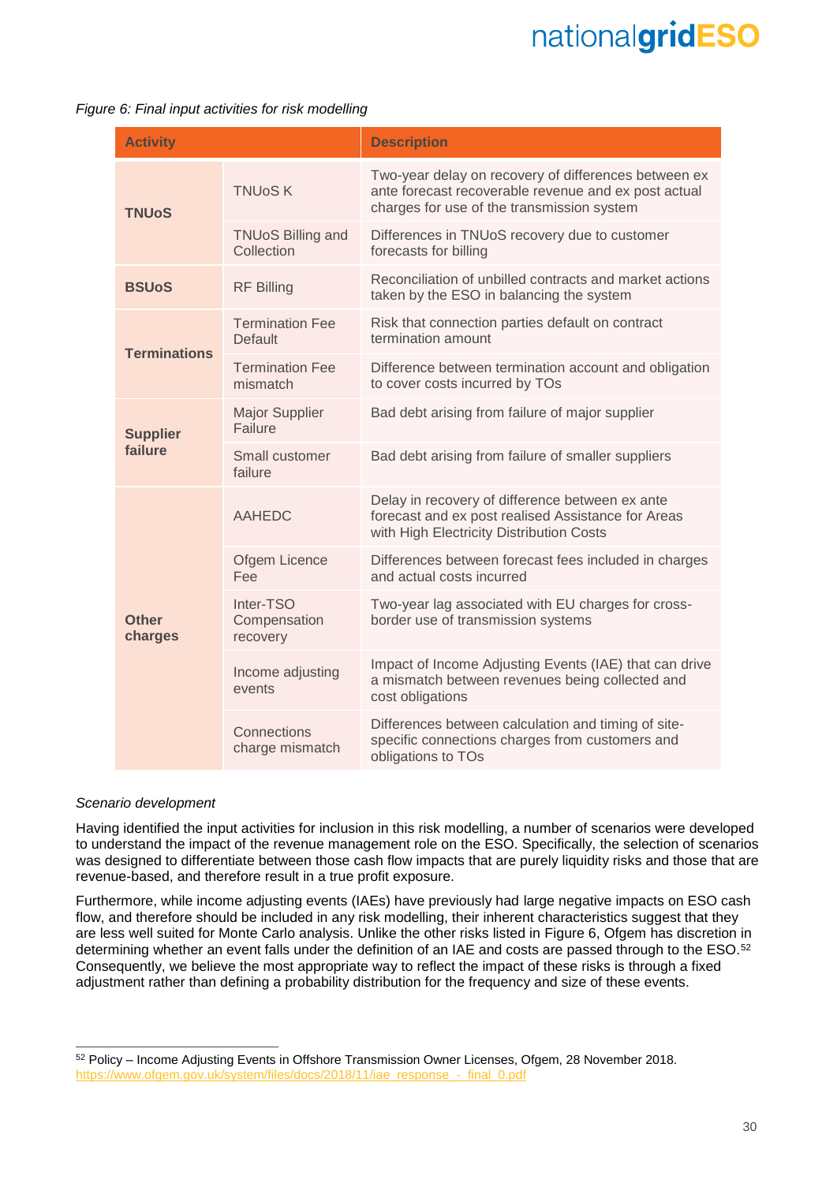*Figure 6: Final input activities for risk modelling*

| Activity | | Description |
|---|---|---|
| **TNUoS** | TNUoS K | Two-year delay on recovery of differences between ex ante forecast recoverable revenue and ex post actual charges for use of the transmission system |
| | TNUoS Billing and Collection | Differences in TNUoS recovery due to customer forecasts for billing |
| **BSUoS** | RF Billing | Reconciliation of unbilled contracts and market actions taken by the ESO in balancing the system |
| **Terminations** | Termination Fee Default | Risk that connection parties default on contract termination amount |
| | Termination Fee mismatch | Difference between termination account and obligation to cover costs incurred by TOs |
| **Supplier failure** | Major Supplier Failure | Bad debt arising from failure of major supplier |
| | Small customer failure | Bad debt arising from failure of smaller suppliers |
| **Other charges** | AAHEDC | Delay in recovery of difference between ex ante forecast and ex post realised Assistance for Areas with High Electricity Distribution Costs |
| | Ofgem Licence Fee | Differences between forecast fees included in charges and actual costs incurred |
| | Inter-TSO Compensation recovery | Two-year lag associated with EU charges for cross-border use of transmission systems |
| | Income adjusting events | Impact of Income Adjusting Events (IAE) that can drive a mismatch between revenues being collected and cost obligations |
| | Connections charge mismatch | Differences between calculation and timing of site-specific connections charges from customers and obligations to TOs |

*Scenario development*

Having identified the input activities for inclusion in this risk modelling, a number of scenarios were developed to understand the impact of the revenue management role on the ESO. Specifically, the selection of scenarios was designed to differentiate between those cash flow impacts that are purely liquidity risks and those that are revenue-based, and therefore result in a true profit exposure.

Furthermore, while income adjusting events (IAEs) have previously had large negative impacts on ESO cash flow, and therefore should be included in any risk modelling, their inherent characteristics suggest that they are less well suited for Monte Carlo analysis. Unlike the other risks listed in Figure 6, Ofgem has discretion in determining whether an event falls under the definition of an IAE and costs are passed through to the ESO.[52] Consequently, we believe the most appropriate way to reflect the impact of these risks is through a fixed adjustment rather than defining a probability distribution for the frequency and size of these events.

[52] Policy – Income Adjusting Events in Offshore Transmission Owner Licenses, Ofgem, 28 November 2018. https://www.ofgem.gov.uk/system/files/docs/2018/11/iae_response_-_final_0.pdf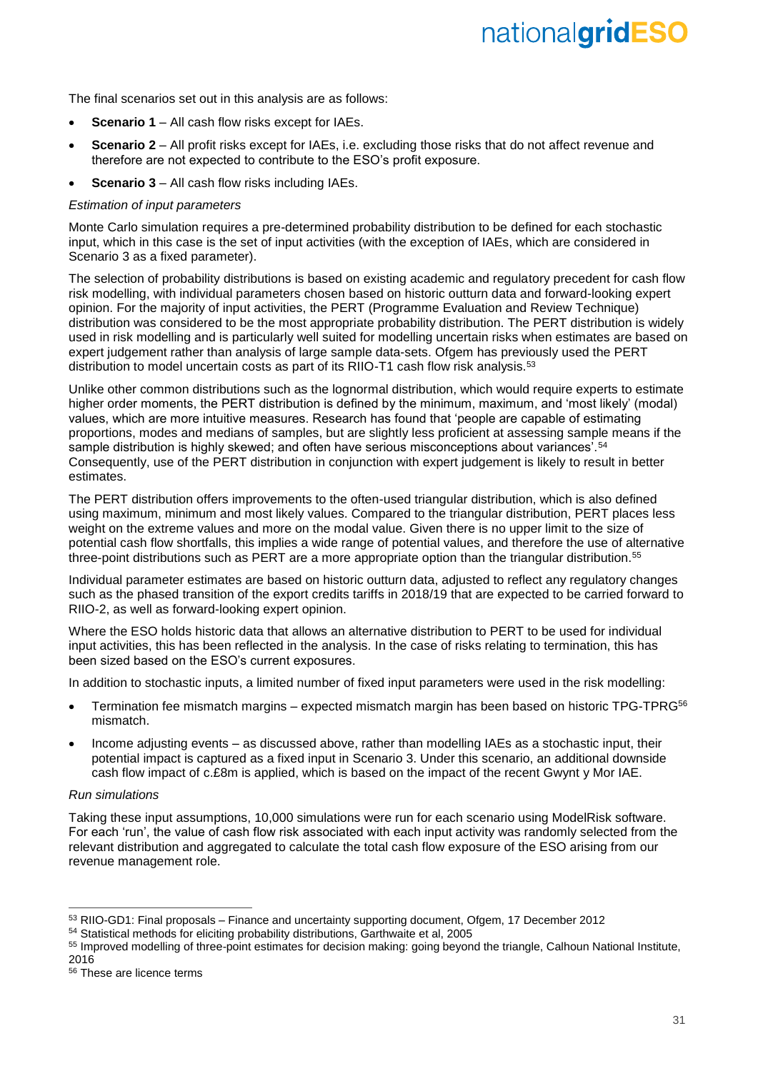The final scenarios set out in this analysis are as follows:

- **Scenario 1** – All cash flow risks except for IAEs.
- **Scenario 2** – All profit risks except for IAEs, i.e. excluding those risks that do not affect revenue and therefore are not expected to contribute to the ESO's profit exposure.
- **Scenario 3** – All cash flow risks including IAEs.

*Estimation of input parameters*

Monte Carlo simulation requires a pre-determined probability distribution to be defined for each stochastic input, which in this case is the set of input activities (with the exception of IAEs, which are considered in Scenario 3 as a fixed parameter).

The selection of probability distributions is based on existing academic and regulatory precedent for cash flow risk modelling, with individual parameters chosen based on historic outturn data and forward-looking expert opinion. For the majority of input activities, the PERT (Programme Evaluation and Review Technique) distribution was considered to be the most appropriate probability distribution. The PERT distribution is widely used in risk modelling and is particularly well suited for modelling uncertain risks when estimates are based on expert judgement rather than analysis of large sample data-sets. Ofgem has previously used the PERT distribution to model uncertain costs as part of its RIIO-T1 cash flow risk analysis.[53]

Unlike other common distributions such as the lognormal distribution, which would require experts to estimate higher order moments, the PERT distribution is defined by the minimum, maximum, and 'most likely' (modal) values, which are more intuitive measures. Research has found that 'people are capable of estimating proportions, modes and medians of samples, but are slightly less proficient at assessing sample means if the sample distribution is highly skewed; and often have serious misconceptions about variances'.[54] Consequently, use of the PERT distribution in conjunction with expert judgement is likely to result in better estimates.

The PERT distribution offers improvements to the often-used triangular distribution, which is also defined using maximum, minimum and most likely values. Compared to the triangular distribution, PERT places less weight on the extreme values and more on the modal value. Given there is no upper limit to the size of potential cash flow shortfalls, this implies a wide range of potential values, and therefore the use of alternative three-point distributions such as PERT are a more appropriate option than the triangular distribution.[55]

Individual parameter estimates are based on historic outturn data, adjusted to reflect any regulatory changes such as the phased transition of the export credits tariffs in 2018/19 that are expected to be carried forward to RIIO-2, as well as forward-looking expert opinion.

Where the ESO holds historic data that allows an alternative distribution to PERT to be used for individual input activities, this has been reflected in the analysis. In the case of risks relating to termination, this has been sized based on the ESO's current exposures.

In addition to stochastic inputs, a limited number of fixed input parameters were used in the risk modelling:

- Termination fee mismatch margins – expected mismatch margin has been based on historic TPG-TPRG[56] mismatch.
- Income adjusting events – as discussed above, rather than modelling IAEs as a stochastic input, their potential impact is captured as a fixed input in Scenario 3. Under this scenario, an additional downside cash flow impact of c.£8m is applied, which is based on the impact of the recent Gwynt y Mor IAE.

*Run simulations*

Taking these input assumptions, 10,000 simulations were run for each scenario using ModelRisk software. For each 'run', the value of cash flow risk associated with each input activity was randomly selected from the relevant distribution and aggregated to calculate the total cash flow exposure of the ESO arising from our revenue management role.

---

[53] RIIO-GD1: Final proposals – Finance and uncertainty supporting document, Ofgem, 17 December 2012

[54] Statistical methods for eliciting probability distributions, Garthwaite et al, 2005

[55] Improved modelling of three-point estimates for decision making: going beyond the triangle, Calhoun National Institute, 2016

[56] These are licence terms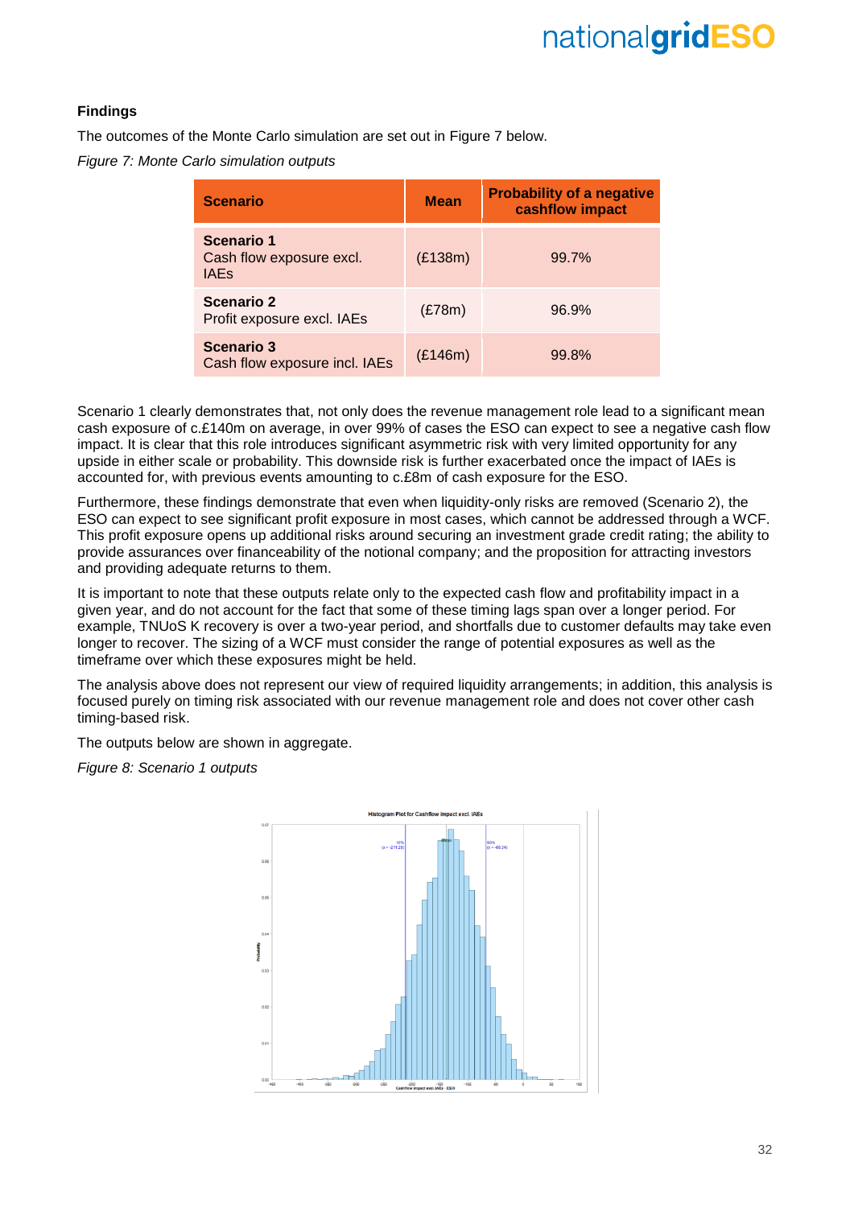**Findings**

The outcomes of the Monte Carlo simulation are set out in Figure 7 below.

*Figure 7: Monte Carlo simulation outputs*

| Scenario | Mean | Probability of a negative cashflow impact |
|---|---|---|
| **Scenario 1** Cash flow exposure excl. IAEs | (£138m) | 99.7% |
| **Scenario 2** Profit exposure excl. IAEs | (£78m) | 96.9% |
| **Scenario 3** Cash flow exposure incl. IAEs | (£146m) | 99.8% |

Scenario 1 clearly demonstrates that, not only does the revenue management role lead to a significant mean cash exposure of c.£140m on average, in over 99% of cases the ESO can expect to see a negative cash flow impact. It is clear that this role introduces significant asymmetric risk with very limited opportunity for any upside in either scale or probability. This downside risk is further exacerbated once the impact of IAEs is accounted for, with previous events amounting to c.£8m of cash exposure for the ESO.

Furthermore, these findings demonstrate that even when liquidity-only risks are removed (Scenario 2), the ESO can expect to see significant profit exposure in most cases, which cannot be addressed through a WCF. This profit exposure opens up additional risks around securing an investment grade credit rating; the ability to provide assurances over financeability of the notional company; and the proposition for attracting investors and providing adequate returns to them.

It is important to note that these outputs relate only to the expected cash flow and profitability impact in a given year, and do not account for the fact that some of these timing lags span over a longer period. For example, TNUoS K recovery is over a two-year period, and shortfalls due to customer defaults may take even longer to recover. The sizing of a WCF must consider the range of potential exposures as well as the timeframe over which these exposures might be held.

The analysis above does not represent our view of required liquidity arrangements; in addition, this analysis is focused purely on timing risk associated with our revenue management role and does not cover other cash timing-based risk.

The outputs below are shown in aggregate.

*Figure 8: Scenario 1 outputs*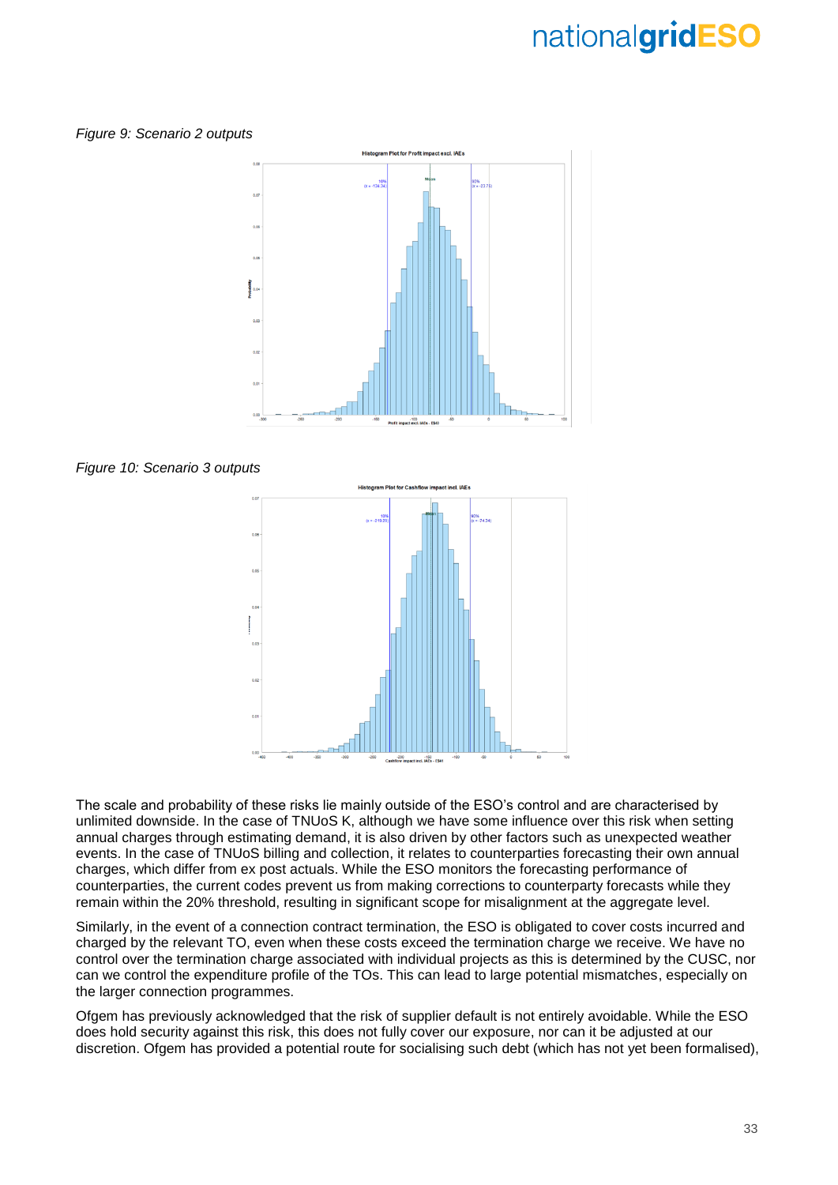*Figure 9: Scenario 2 outputs*

*Figure 10: Scenario 3 outputs*

The scale and probability of these risks lie mainly outside of the ESO's control and are characterised by unlimited downside. In the case of TNUoS K, although we have some influence over this risk when setting annual charges through estimating demand, it is also driven by other factors such as unexpected weather events. In the case of TNUoS billing and collection, it relates to counterparties forecasting their own annual charges, which differ from ex post actuals. While the ESO monitors the forecasting performance of counterparties, the current codes prevent us from making corrections to counterparty forecasts while they remain within the 20% threshold, resulting in significant scope for misalignment at the aggregate level.

Similarly, in the event of a connection contract termination, the ESO is obligated to cover costs incurred and charged by the relevant TO, even when these costs exceed the termination charge we receive. We have no control over the termination charge associated with individual projects as this is determined by the CUSC, nor can we control the expenditure profile of the TOs. This can lead to large potential mismatches, especially on the larger connection programmes.

Ofgem has previously acknowledged that the risk of supplier default is not entirely avoidable. While the ESO does hold security against this risk, this does not fully cover our exposure, nor can it be adjusted at our discretion. Ofgem has provided a potential route for socialising such debt (which has not yet been formalised),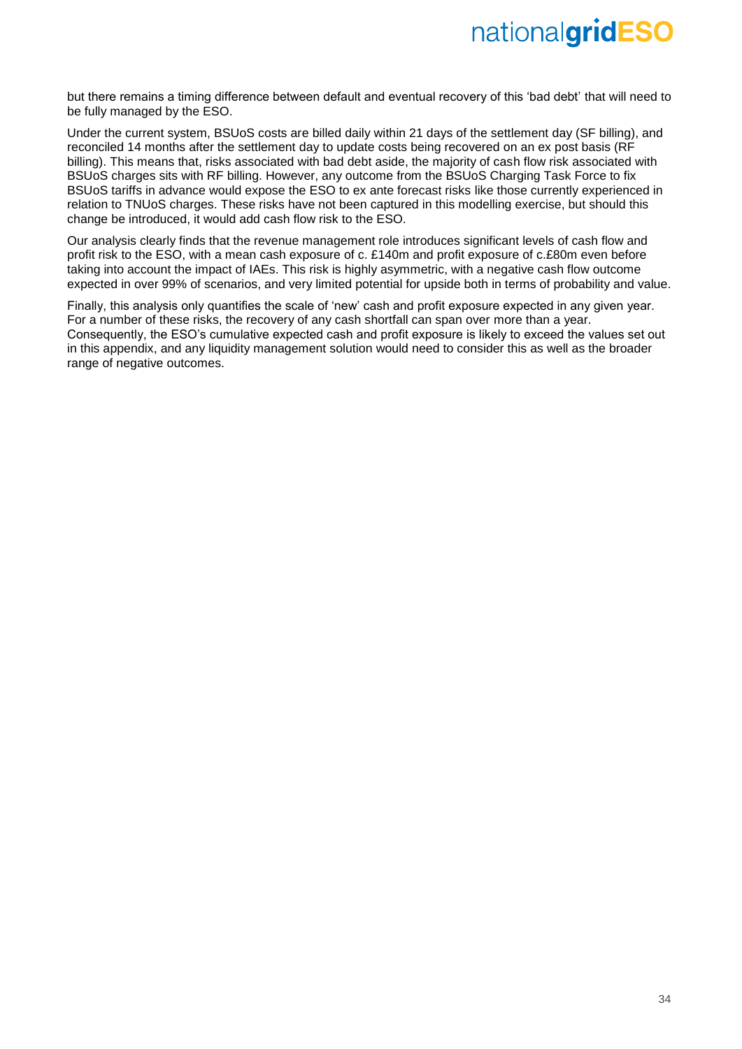but there remains a timing difference between default and eventual recovery of this 'bad debt' that will need to be fully managed by the ESO.

Under the current system, BSUoS costs are billed daily within 21 days of the settlement day (SF billing), and reconciled 14 months after the settlement day to update costs being recovered on an ex post basis (RF billing). This means that, risks associated with bad debt aside, the majority of cash flow risk associated with BSUoS charges sits with RF billing. However, any outcome from the BSUoS Charging Task Force to fix BSUoS tariffs in advance would expose the ESO to ex ante forecast risks like those currently experienced in relation to TNUoS charges. These risks have not been captured in this modelling exercise, but should this change be introduced, it would add cash flow risk to the ESO.

Our analysis clearly finds that the revenue management role introduces significant levels of cash flow and profit risk to the ESO, with a mean cash exposure of c. £140m and profit exposure of c.£80m even before taking into account the impact of IAEs. This risk is highly asymmetric, with a negative cash flow outcome expected in over 99% of scenarios, and very limited potential for upside both in terms of probability and value.

Finally, this analysis only quantifies the scale of 'new' cash and profit exposure expected in any given year. For a number of these risks, the recovery of any cash shortfall can span over more than a year. Consequently, the ESO's cumulative expected cash and profit exposure is likely to exceed the values set out in this appendix, and any liquidity management solution would need to consider this as well as the broader range of negative outcomes.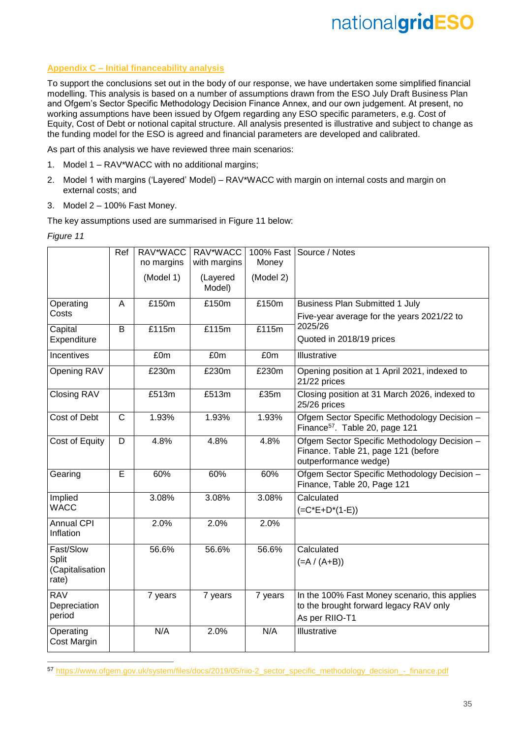## Appendix C – Initial financeability analysis

To support the conclusions set out in the body of our response, we have undertaken some simplified financial modelling. This analysis is based on a number of assumptions drawn from the ESO July Draft Business Plan and Ofgem's Sector Specific Methodology Decision Finance Annex, and our own judgement. At present, no working assumptions have been issued by Ofgem regarding any ESO specific parameters, e.g. Cost of Equity, Cost of Debt or notional capital structure. All analysis presented is illustrative and subject to change as the funding model for the ESO is agreed and financial parameters are developed and calibrated.

As part of this analysis we have reviewed three main scenarios:

1. Model 1 – RAV*WACC with no additional margins;
2. Model 1 with margins ('Layered' Model) – RAV*WACC with margin on internal costs and margin on external costs; and
3. Model 2 – 100% Fast Money.

The key assumptions used are summarised in Figure 11 below:

*Figure 11*

| | Ref | RAV*WACC no margins (Model 1) | RAV*WACC with margins (Layered Model) | 100% Fast Money (Model 2) | Source / Notes |
|---|---|---|---|---|---|
| Operating Costs | A | £150m | £150m | £150m | Business Plan Submitted 1 July<br>Five-year average for the years 2021/22 to 2025/26<br>Quoted in 2018/19 prices |
| Capital Expenditure | B | £115m | £115m | £115m | |
| Incentives | | £0m | £0m | £0m | Illustrative |
| Opening RAV | | £230m | £230m | £230m | Opening position at 1 April 2021, indexed to 21/22 prices |
| Closing RAV | | £513m | £513m | £35m | Closing position at 31 March 2026, indexed to 25/26 prices |
| Cost of Debt | C | 1.93% | 1.93% | 1.93% | Ofgem Sector Specific Methodology Decision – Finance[57]. Table 20, page 121 |
| Cost of Equity | D | 4.8% | 4.8% | 4.8% | Ofgem Sector Specific Methodology Decision – Finance. Table 21, page 121 (before outperformance wedge) |
| Gearing | E | 60% | 60% | 60% | Ofgem Sector Specific Methodology Decision – Finance, Table 20, Page 121 |
| Implied WACC | | 3.08% | 3.08% | 3.08% | Calculated<br>(=C*E+D*(1-E)) |
| Annual CPI Inflation | | 2.0% | 2.0% | 2.0% | |
| Fast/Slow Split (Capitalisation rate) | | 56.6% | 56.6% | 56.6% | Calculated<br>(=A / (A+B)) |
| RAV Depreciation period | | 7 years | 7 years | 7 years | In the 100% Fast Money scenario, this applies to the brought forward legacy RAV only<br>As per RIIO-T1 |
| Operating Cost Margin | | N/A | 2.0% | N/A | Illustrative |

[57] https://www.ofgem.gov.uk/system/files/docs/2019/05/riio-2_sector_specific_methodology_decision_-_finance.pdf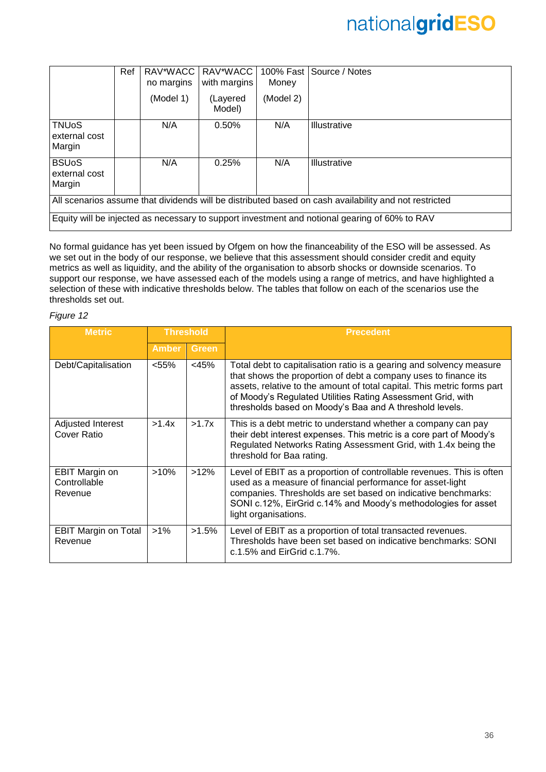| | Ref | RAV*WACC no margins (Model 1) | RAV*WACC with margins (Layered Model) | 100% Fast Money (Model 2) | Source / Notes |
|---|---|---|---|---|---|
| TNUoS external cost Margin | | N/A | 0.50% | N/A | Illustrative |
| BSUoS external cost Margin | | N/A | 0.25% | N/A | Illustrative |
| All scenarios assume that dividends will be distributed based on cash availability and not restricted | | | | | |
| Equity will be injected as necessary to support investment and notional gearing of 60% to RAV | | | | | |

No formal guidance has yet been issued by Ofgem on how the financeability of the ESO will be assessed. As we set out in the body of our response, we believe that this assessment should consider credit and equity metrics as well as liquidity, and the ability of the organisation to absorb shocks or downside scenarios. To support our response, we have assessed each of the models using a range of metrics, and have highlighted a selection of these with indicative thresholds below. The tables that follow on each of the scenarios use the thresholds set out.

*Figure 12*

| Metric | Threshold | | Precedent |
|---|---|---|---|
| | Amber | Green | |
| Debt/Capitalisation | <55% | <45% | Total debt to capitalisation ratio is a gearing and solvency measure that shows the proportion of debt a company uses to finance its assets, relative to the amount of total capital. This metric forms part of Moody's Regulated Utilities Rating Assessment Grid, with thresholds based on Moody's Baa and A threshold levels. |
| Adjusted Interest Cover Ratio | >1.4x | >1.7x | This is a debt metric to understand whether a company can pay their debt interest expenses. This metric is a core part of Moody's Regulated Networks Rating Assessment Grid, with 1.4x being the threshold for Baa rating. |
| EBIT Margin on Controllable Revenue | >10% | >12% | Level of EBIT as a proportion of controllable revenues. This is often used as a measure of financial performance for asset-light companies. Thresholds are set based on indicative benchmarks: SONI c.12%, EirGrid c.14% and Moody's methodologies for asset light organisations. |
| EBIT Margin on Total Revenue | >1% | >1.5% | Level of EBIT as a proportion of total transacted revenues. Thresholds have been set based on indicative benchmarks: SONI c.1.5% and EirGrid c.1.7%. |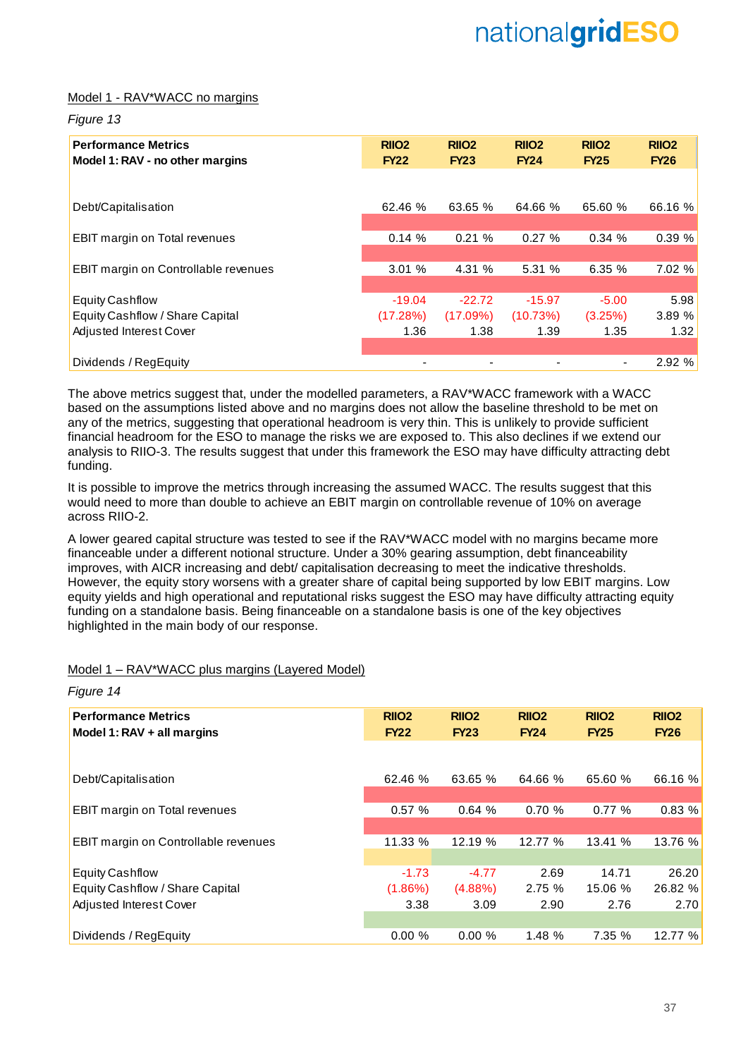Model 1 - RAV*WACC no margins

*Figure 13*

| Performance Metrics<br>Model 1: RAV - no other margins | RIIO2 FY22 | RIIO2 FY23 | RIIO2 FY24 | RIIO2 FY25 | RIIO2 FY26 |
|---|---|---|---|---|---|
| Debt/Capitalisation | 62.46 % | 63.65 % | 64.66 % | 65.60 % | 66.16 % |
| EBIT margin on Total revenues | 0.14 % | 0.21 % | 0.27 % | 0.34 % | 0.39 % |
| EBIT margin on Controllable revenues | 3.01 % | 4.31 % | 5.31 % | 6.35 % | 7.02 % |
| Equity Cashflow | -19.04 | -22.72 | -15.97 | -5.00 | 5.98 |
| Equity Cashflow / Share Capital | (17.28%) | (17.09%) | (10.73%) | (3.25%) | 3.89 % |
| Adjusted Interest Cover | 1.36 | 1.38 | 1.39 | 1.35 | 1.32 |
| Dividends / RegEquity | - | - | - | - | 2.92 % |

The above metrics suggest that, under the modelled parameters, a RAV*WACC framework with a WACC based on the assumptions listed above and no margins does not allow the baseline threshold to be met on any of the metrics, suggesting that operational headroom is very thin. This is unlikely to provide sufficient financial headroom for the ESO to manage the risks we are exposed to. This also declines if we extend our analysis to RIIO-3. The results suggest that under this framework the ESO may have difficulty attracting debt funding.

It is possible to improve the metrics through increasing the assumed WACC. The results suggest that this would need to more than double to achieve an EBIT margin on controllable revenue of 10% on average across RIIO-2.

A lower geared capital structure was tested to see if the RAV*WACC model with no margins became more financeable under a different notional structure. Under a 30% gearing assumption, debt financeability improves, with AICR increasing and debt/ capitalisation decreasing to meet the indicative thresholds. However, the equity story worsens with a greater share of capital being supported by low EBIT margins. Low equity yields and high operational and reputational risks suggest the ESO may have difficulty attracting equity funding on a standalone basis. Being financeable on a standalone basis is one of the key objectives highlighted in the main body of our response.

Model 1 – RAV*WACC plus margins (Layered Model)

*Figure 14*

| Performance Metrics<br>Model 1: RAV + all margins | RIIO2 FY22 | RIIO2 FY23 | RIIO2 FY24 | RIIO2 FY25 | RIIO2 FY26 |
|---|---|---|---|---|---|
| Debt/Capitalisation | 62.46 % | 63.65 % | 64.66 % | 65.60 % | 66.16 % |
| EBIT margin on Total revenues | 0.57 % | 0.64 % | 0.70 % | 0.77 % | 0.83 % |
| EBIT margin on Controllable revenues | 11.33 % | 12.19 % | 12.77 % | 13.41 % | 13.76 % |
| Equity Cashflow | -1.73 | -4.77 | 2.69 | 14.71 | 26.20 |
| Equity Cashflow / Share Capital | (1.86%) | (4.88%) | 2.75 % | 15.06 % | 26.82 % |
| Adjusted Interest Cover | 3.38 | 3.09 | 2.90 | 2.76 | 2.70 |
| Dividends / RegEquity | 0.00 % | 0.00 % | 1.48 % | 7.35 % | 12.77 % |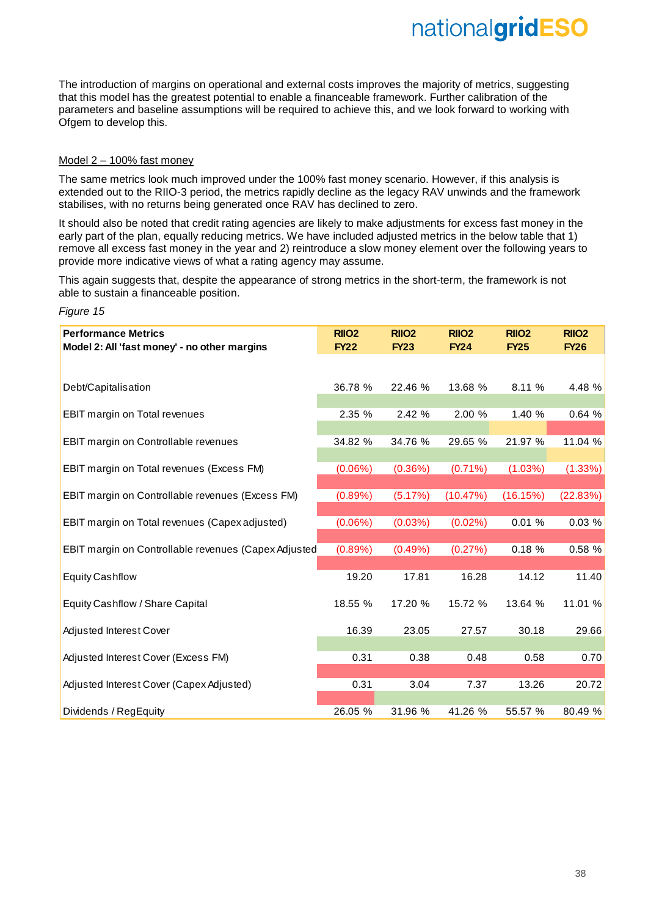The introduction of margins on operational and external costs improves the majority of metrics, suggesting that this model has the greatest potential to enable a financeable framework. Further calibration of the parameters and baseline assumptions will be required to achieve this, and we look forward to working with Ofgem to develop this.

Model 2 – 100% fast money

The same metrics look much improved under the 100% fast money scenario. However, if this analysis is extended out to the RIIO-3 period, the metrics rapidly decline as the legacy RAV unwinds and the framework stabilises, with no returns being generated once RAV has declined to zero.

It should also be noted that credit rating agencies are likely to make adjustments for excess fast money in the early part of the plan, equally reducing metrics. We have included adjusted metrics in the below table that 1) remove all excess fast money in the year and 2) reintroduce a slow money element over the following years to provide more indicative views of what a rating agency may assume.

This again suggests that, despite the appearance of strong metrics in the short-term, the framework is not able to sustain a financeable position.

*Figure 15*

| **Performance Metrics**<br>**Model 2: All 'fast money' - no other margins** | **RIIO2 FY22** | **RIIO2 FY23** | **RIIO2 FY24** | **RIIO2 FY25** | **RIIO2 FY26** |
|---|---|---|---|---|---|
| Debt/Capitalisation | 36.78 % | 22.46 % | 13.68 % | 8.11 % | 4.48 % |
| EBIT margin on Total revenues | 2.35 % | 2.42 % | 2.00 % | 1.40 % | 0.64 % |
| EBIT margin on Controllable revenues | 34.82 % | 34.76 % | 29.65 % | 21.97 % | 11.04 % |
| EBIT margin on Total revenues (Excess FM) | (0.06%) | (0.36%) | (0.71%) | (1.03%) | (1.33%) |
| EBIT margin on Controllable revenues (Excess FM) | (0.89%) | (5.17%) | (10.47%) | (16.15%) | (22.83%) |
| EBIT margin on Total revenues (Capex adjusted) | (0.06%) | (0.03%) | (0.02%) | 0.01 % | 0.03 % |
| EBIT margin on Controllable revenues (Capex Adjusted | (0.89%) | (0.49%) | (0.27%) | 0.18 % | 0.58 % |
| Equity Cashflow | 19.20 | 17.81 | 16.28 | 14.12 | 11.40 |
| Equity Cashflow / Share Capital | 18.55 % | 17.20 % | 15.72 % | 13.64 % | 11.01 % |
| Adjusted Interest Cover | 16.39 | 23.05 | 27.57 | 30.18 | 29.66 |
| Adjusted Interest Cover (Excess FM) | 0.31 | 0.38 | 0.48 | 0.58 | 0.70 |
| Adjusted Interest Cover (Capex Adjusted) | 0.31 | 3.04 | 7.37 | 13.26 | 20.72 |
| Dividends / RegEquity | 26.05 % | 31.96 % | 41.26 % | 55.57 % | 80.49 % |